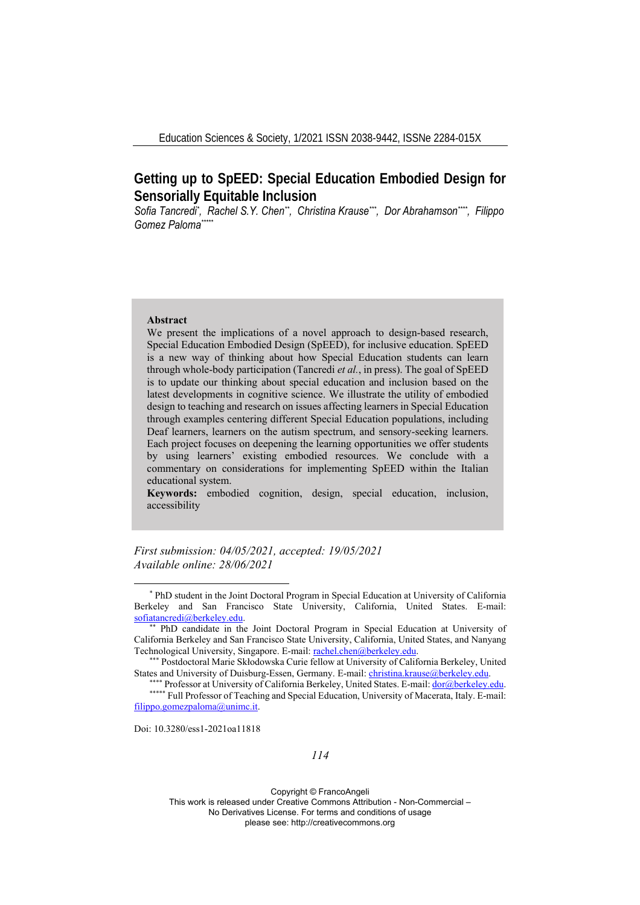# Getting up to SpEED: Special Education Embodied Design for Sensorially Equitable Inclusion

*Sofia Tancredi[*], Rachel S.Y. Chen[**], Christina Krause[***], Dor Abrahamson[****], Filippo Gomez Paloma[*****]*

**Abstract**

We present the implications of a novel approach to design-based research, Special Education Embodied Design (SpEED), for inclusive education. SpEED is a new way of thinking about how Special Education students can learn through whole-body participation (Tancredi *et al.*, in press). The goal of SpEED is to update our thinking about special education and inclusion based on the latest developments in cognitive science. We illustrate the utility of embodied design to teaching and research on issues affecting learners in Special Education through examples centering different Special Education populations, including Deaf learners, learners on the autism spectrum, and sensory-seeking learners. Each project focuses on deepening the learning opportunities we offer students by using learners' existing embodied resources. We conclude with a commentary on considerations for implementing SpEED within the Italian educational system.

**Keywords:** embodied cognition, design, special education, inclusion, accessibility

*First submission: 04/05/2021, accepted: 19/05/2021*
*Available online: 28/06/2021*

---

[*] PhD student in the Joint Doctoral Program in Special Education at University of California Berkeley and San Francisco State University, California, United States. E-mail: sofiatancredi@berkeley.edu.

[**] PhD candidate in the Joint Doctoral Program in Special Education at University of California Berkeley and San Francisco State University, California, United States, and Nanyang Technological University, Singapore. E-mail: rachel.chen@berkeley.edu.

[***] Postdoctoral Marie Skłodowska Curie fellow at University of California Berkeley, United States and University of Duisburg-Essen, Germany. E-mail: christina.krause@berkeley.edu.

[****] Professor at University of California Berkeley, United States. E-mail: dor@berkeley.edu.

[*****] Full Professor of Teaching and Special Education, University of Macerata, Italy. E-mail: filippo.gomezpaloma@unimc.it.

Doi: 10.3280/ess1-2021oa11818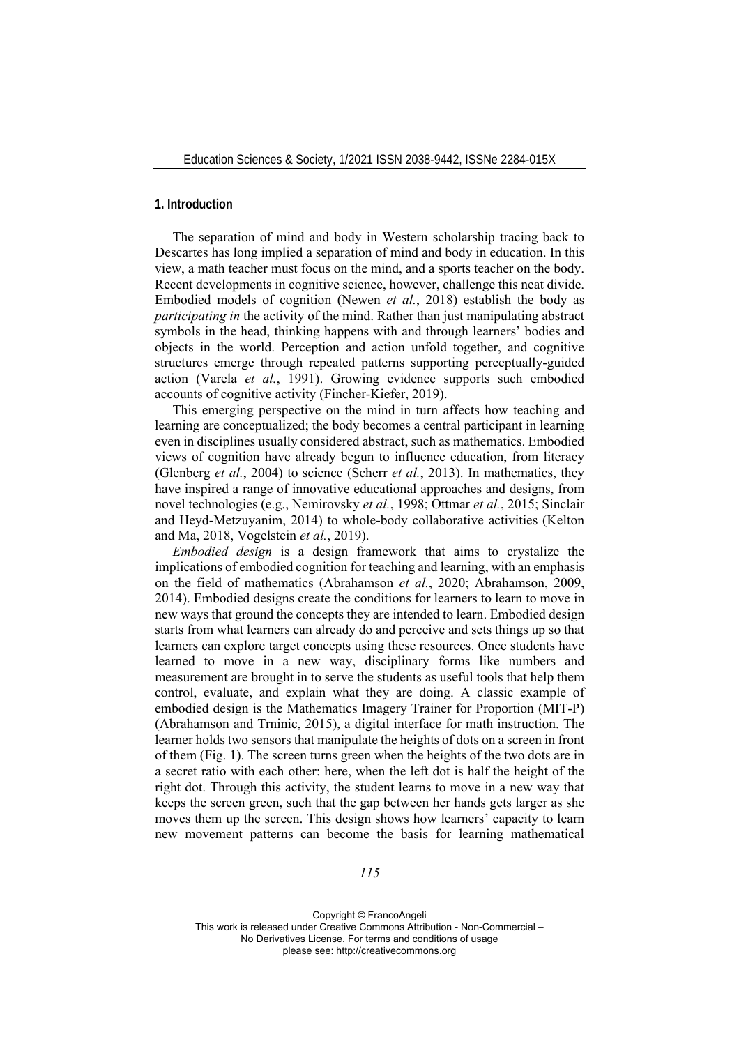## 1. Introduction

The separation of mind and body in Western scholarship tracing back to Descartes has long implied a separation of mind and body in education. In this view, a math teacher must focus on the mind, and a sports teacher on the body. Recent developments in cognitive science, however, challenge this neat divide. Embodied models of cognition (Newen *et al.*, 2018) establish the body as *participating in* the activity of the mind. Rather than just manipulating abstract symbols in the head, thinking happens with and through learners' bodies and objects in the world. Perception and action unfold together, and cognitive structures emerge through repeated patterns supporting perceptually-guided action (Varela *et al.*, 1991). Growing evidence supports such embodied accounts of cognitive activity (Fincher-Kiefer, 2019).

This emerging perspective on the mind in turn affects how teaching and learning are conceptualized; the body becomes a central participant in learning even in disciplines usually considered abstract, such as mathematics. Embodied views of cognition have already begun to influence education, from literacy (Glenberg *et al.*, 2004) to science (Scherr *et al.*, 2013). In mathematics, they have inspired a range of innovative educational approaches and designs, from novel technologies (e.g., Nemirovsky *et al.*, 1998; Ottmar *et al.*, 2015; Sinclair and Heyd-Metzuyanim, 2014) to whole-body collaborative activities (Kelton and Ma, 2018, Vogelstein *et al.*, 2019).

*Embodied design* is a design framework that aims to crystalize the implications of embodied cognition for teaching and learning, with an emphasis on the field of mathematics (Abrahamson *et al.*, 2020; Abrahamson, 2009, 2014). Embodied designs create the conditions for learners to learn to move in new ways that ground the concepts they are intended to learn. Embodied design starts from what learners can already do and perceive and sets things up so that learners can explore target concepts using these resources. Once students have learned to move in a new way, disciplinary forms like numbers and measurement are brought in to serve the students as useful tools that help them control, evaluate, and explain what they are doing. A classic example of embodied design is the Mathematics Imagery Trainer for Proportion (MIT-P) (Abrahamson and Trninic, 2015), a digital interface for math instruction. The learner holds two sensors that manipulate the heights of dots on a screen in front of them (Fig. 1). The screen turns green when the heights of the two dots are in a secret ratio with each other: here, when the left dot is half the height of the right dot. Through this activity, the student learns to move in a new way that keeps the screen green, such that the gap between her hands gets larger as she moves them up the screen. This design shows how learners' capacity to learn new movement patterns can become the basis for learning mathematical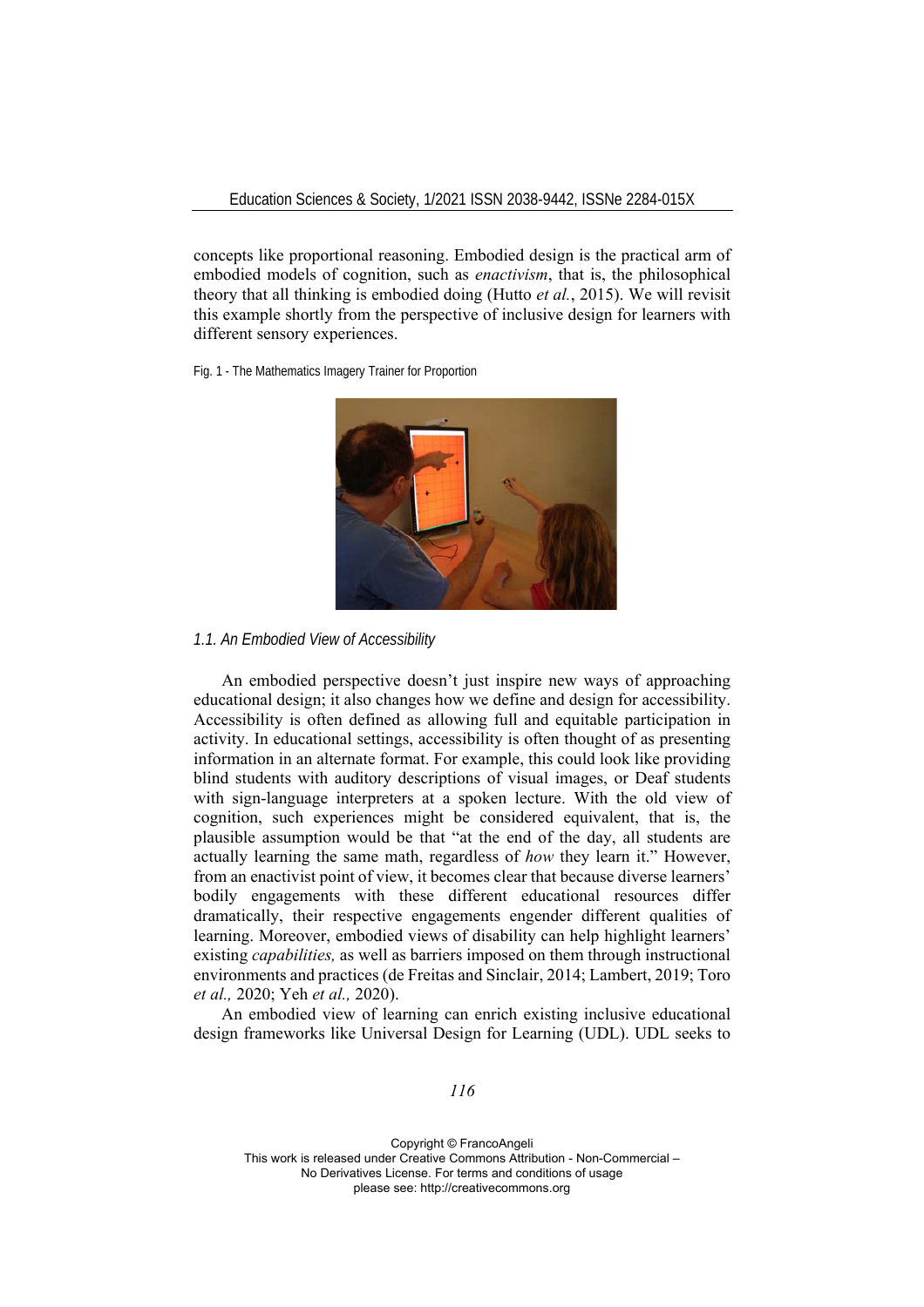concepts like proportional reasoning. Embodied design is the practical arm of embodied models of cognition, such as *enactivism*, that is, the philosophical theory that all thinking is embodied doing (Hutto *et al.*, 2015). We will revisit this example shortly from the perspective of inclusive design for learners with different sensory experiences.

Fig. 1 - The Mathematics Imagery Trainer for Proportion

### *1.1. An Embodied View of Accessibility*

An embodied perspective doesn't just inspire new ways of approaching educational design; it also changes how we define and design for accessibility. Accessibility is often defined as allowing full and equitable participation in activity. In educational settings, accessibility is often thought of as presenting information in an alternate format. For example, this could look like providing blind students with auditory descriptions of visual images, or Deaf students with sign-language interpreters at a spoken lecture. With the old view of cognition, such experiences might be considered equivalent, that is, the plausible assumption would be that "at the end of the day, all students are actually learning the same math, regardless of *how* they learn it." However, from an enactivist point of view, it becomes clear that because diverse learners' bodily engagements with these different educational resources differ dramatically, their respective engagements engender different qualities of learning. Moreover, embodied views of disability can help highlight learners' existing *capabilities,* as well as barriers imposed on them through instructional environments and practices (de Freitas and Sinclair, 2014; Lambert, 2019; Toro *et al.,* 2020; Yeh *et al.,* 2020).

An embodied view of learning can enrich existing inclusive educational design frameworks like Universal Design for Learning (UDL). UDL seeks to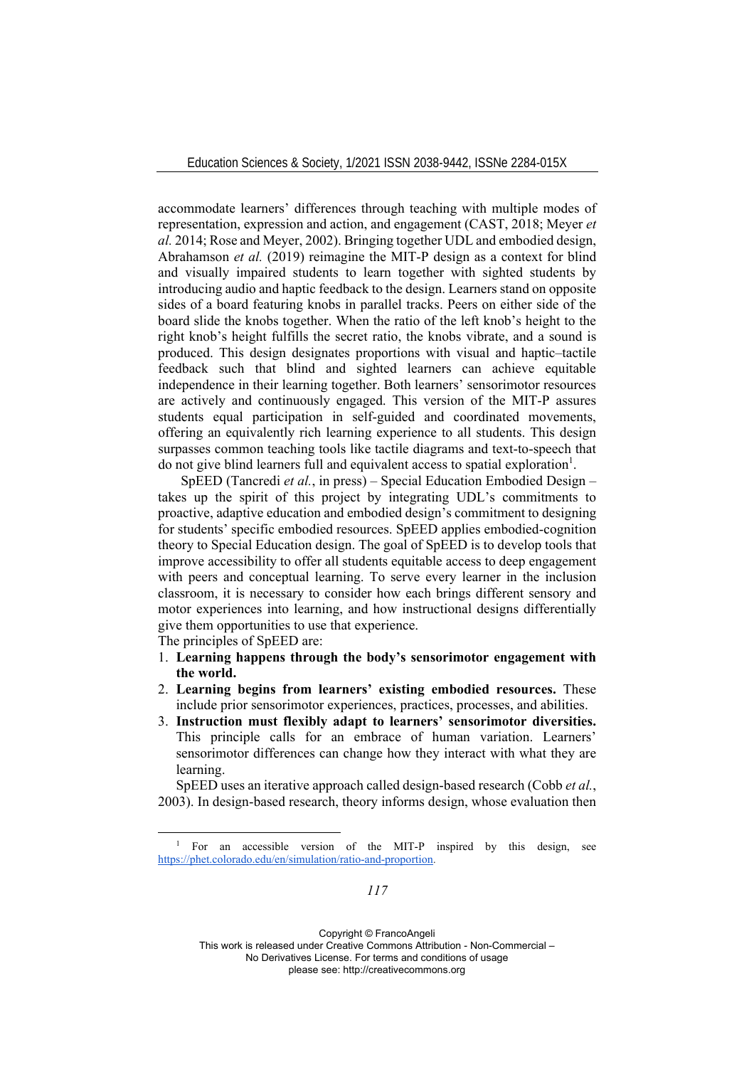accommodate learners' differences through teaching with multiple modes of representation, expression and action, and engagement (CAST, 2018; Meyer *et al.* 2014; Rose and Meyer, 2002). Bringing together UDL and embodied design, Abrahamson *et al.* (2019) reimagine the MIT-P design as a context for blind and visually impaired students to learn together with sighted students by introducing audio and haptic feedback to the design. Learners stand on opposite sides of a board featuring knobs in parallel tracks. Peers on either side of the board slide the knobs together. When the ratio of the left knob's height to the right knob's height fulfills the secret ratio, the knobs vibrate, and a sound is produced. This design designates proportions with visual and haptic–tactile feedback such that blind and sighted learners can achieve equitable independence in their learning together. Both learners' sensorimotor resources are actively and continuously engaged. This version of the MIT-P assures students equal participation in self-guided and coordinated movements, offering an equivalently rich learning experience to all students. This design surpasses common teaching tools like tactile diagrams and text-to-speech that do not give blind learners full and equivalent access to spatial exploration[1].

SpEED (Tancredi *et al.*, in press) – Special Education Embodied Design – takes up the spirit of this project by integrating UDL's commitments to proactive, adaptive education and embodied design's commitment to designing for students' specific embodied resources. SpEED applies embodied-cognition theory to Special Education design. The goal of SpEED is to develop tools that improve accessibility to offer all students equitable access to deep engagement with peers and conceptual learning. To serve every learner in the inclusion classroom, it is necessary to consider how each brings different sensory and motor experiences into learning, and how instructional designs differentially give them opportunities to use that experience.

The principles of SpEED are:

1. **Learning happens through the body's sensorimotor engagement with the world.**
2. **Learning begins from learners' existing embodied resources.** These include prior sensorimotor experiences, practices, processes, and abilities.
3. **Instruction must flexibly adapt to learners' sensorimotor diversities.** This principle calls for an embrace of human variation. Learners' sensorimotor differences can change how they interact with what they are learning.

SpEED uses an iterative approach called design-based research (Cobb *et al.*, 2003). In design-based research, theory informs design, whose evaluation then

[1] For an accessible version of the MIT-P inspired by this design, see https://phet.colorado.edu/en/simulation/ratio-and-proportion.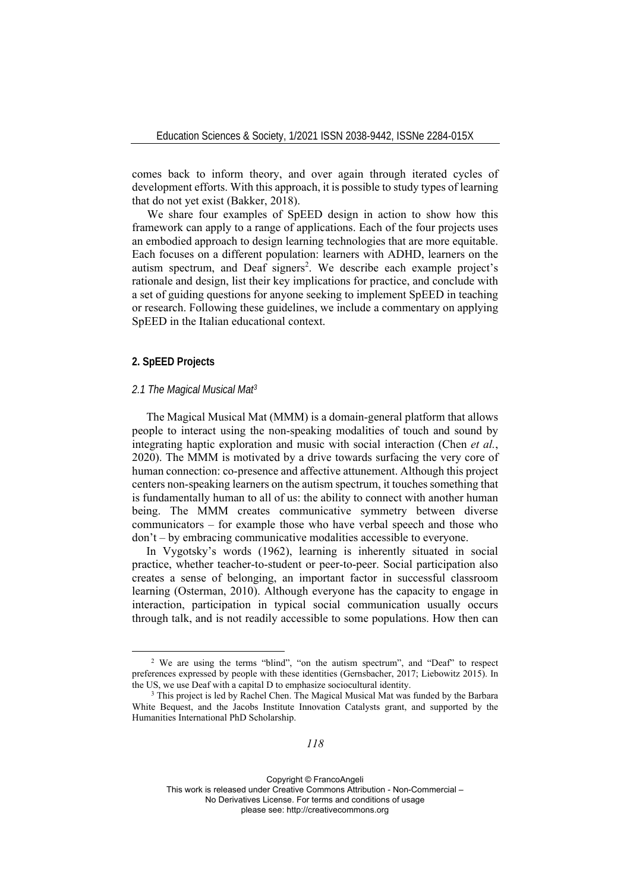comes back to inform theory, and over again through iterated cycles of development efforts. With this approach, it is possible to study types of learning that do not yet exist (Bakker, 2018).

We share four examples of SpEED design in action to show how this framework can apply to a range of applications. Each of the four projects uses an embodied approach to design learning technologies that are more equitable. Each focuses on a different population: learners with ADHD, learners on the autism spectrum, and Deaf signers[2]. We describe each example project's rationale and design, list their key implications for practice, and conclude with a set of guiding questions for anyone seeking to implement SpEED in teaching or research. Following these guidelines, we include a commentary on applying SpEED in the Italian educational context.

## 2. SpEED Projects

### *2.1 The Magical Musical Mat*[3]

The Magical Musical Mat (MMM) is a domain-general platform that allows people to interact using the non-speaking modalities of touch and sound by integrating haptic exploration and music with social interaction (Chen *et al.*, 2020). The MMM is motivated by a drive towards surfacing the very core of human connection: co-presence and affective attunement. Although this project centers non-speaking learners on the autism spectrum, it touches something that is fundamentally human to all of us: the ability to connect with another human being. The MMM creates communicative symmetry between diverse communicators – for example those who have verbal speech and those who don't – by embracing communicative modalities accessible to everyone.

In Vygotsky's words (1962), learning is inherently situated in social practice, whether teacher-to-student or peer-to-peer. Social participation also creates a sense of belonging, an important factor in successful classroom learning (Osterman, 2010). Although everyone has the capacity to engage in interaction, participation in typical social communication usually occurs through talk, and is not readily accessible to some populations. How then can

---

[2] We are using the terms "blind", "on the autism spectrum", and "Deaf" to respect preferences expressed by people with these identities (Gernsbacher, 2017; Liebowitz 2015). In the US, we use Deaf with a capital D to emphasize sociocultural identity.

[3] This project is led by Rachel Chen. The Magical Musical Mat was funded by the Barbara White Bequest, and the Jacobs Institute Innovation Catalysts grant, and supported by the Humanities International PhD Scholarship.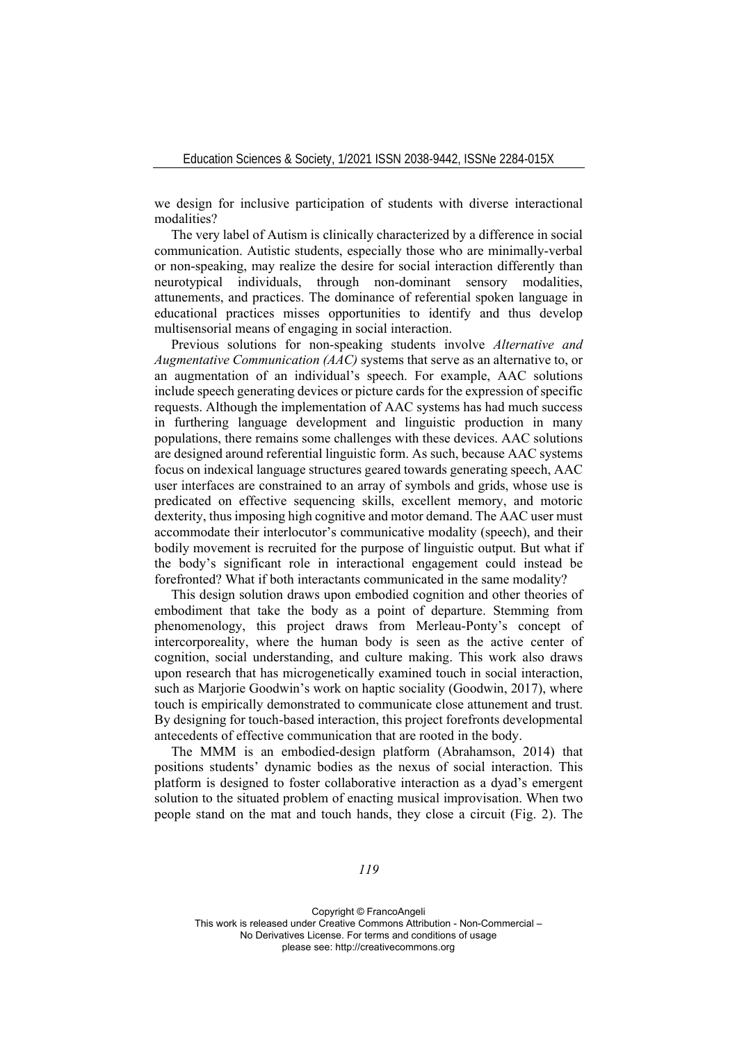we design for inclusive participation of students with diverse interactional modalities?

The very label of Autism is clinically characterized by a difference in social communication. Autistic students, especially those who are minimally-verbal or non-speaking, may realize the desire for social interaction differently than neurotypical individuals, through non-dominant sensory modalities, attunements, and practices. The dominance of referential spoken language in educational practices misses opportunities to identify and thus develop multisensorial means of engaging in social interaction.

Previous solutions for non-speaking students involve *Alternative and Augmentative Communication (AAC)* systems that serve as an alternative to, or an augmentation of an individual's speech. For example, AAC solutions include speech generating devices or picture cards for the expression of specific requests. Although the implementation of AAC systems has had much success in furthering language development and linguistic production in many populations, there remains some challenges with these devices. AAC solutions are designed around referential linguistic form. As such, because AAC systems focus on indexical language structures geared towards generating speech, AAC user interfaces are constrained to an array of symbols and grids, whose use is predicated on effective sequencing skills, excellent memory, and motoric dexterity, thus imposing high cognitive and motor demand. The AAC user must accommodate their interlocutor's communicative modality (speech), and their bodily movement is recruited for the purpose of linguistic output. But what if the body's significant role in interactional engagement could instead be forefronted? What if both interactants communicated in the same modality?

This design solution draws upon embodied cognition and other theories of embodiment that take the body as a point of departure. Stemming from phenomenology, this project draws from Merleau-Ponty's concept of intercorporeality, where the human body is seen as the active center of cognition, social understanding, and culture making. This work also draws upon research that has microgenetically examined touch in social interaction, such as Marjorie Goodwin's work on haptic sociality (Goodwin, 2017), where touch is empirically demonstrated to communicate close attunement and trust. By designing for touch-based interaction, this project forefronts developmental antecedents of effective communication that are rooted in the body.

The MMM is an embodied-design platform (Abrahamson, 2014) that positions students' dynamic bodies as the nexus of social interaction. This platform is designed to foster collaborative interaction as a dyad's emergent solution to the situated problem of enacting musical improvisation. When two people stand on the mat and touch hands, they close a circuit (Fig. 2). The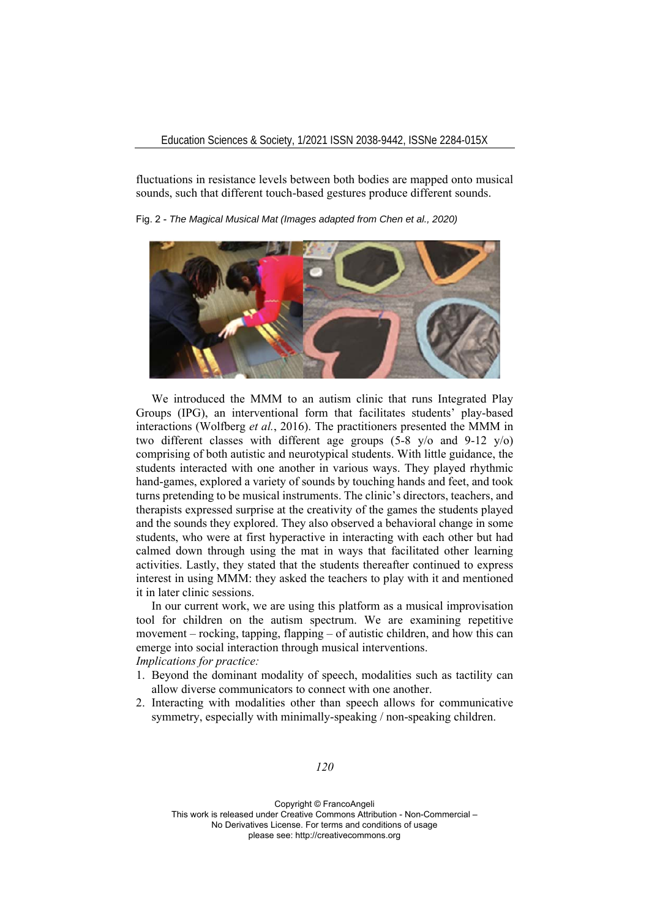fluctuations in resistance levels between both bodies are mapped onto musical sounds, such that different touch-based gestures produce different sounds.

Fig. 2 - *The Magical Musical Mat (Images adapted from Chen et al., 2020)*

We introduced the MMM to an autism clinic that runs Integrated Play Groups (IPG), an interventional form that facilitates students' play-based interactions (Wolfberg *et al.*, 2016). The practitioners presented the MMM in two different classes with different age groups (5-8 y/o and 9-12 y/o) comprising of both autistic and neurotypical students. With little guidance, the students interacted with one another in various ways. They played rhythmic hand-games, explored a variety of sounds by touching hands and feet, and took turns pretending to be musical instruments. The clinic's directors, teachers, and therapists expressed surprise at the creativity of the games the students played and the sounds they explored. They also observed a behavioral change in some students, who were at first hyperactive in interacting with each other but had calmed down through using the mat in ways that facilitated other learning activities. Lastly, they stated that the students thereafter continued to express interest in using MMM: they asked the teachers to play with it and mentioned it in later clinic sessions.

In our current work, we are using this platform as a musical improvisation tool for children on the autism spectrum. We are examining repetitive movement – rocking, tapping, flapping – of autistic children, and how this can emerge into social interaction through musical interventions.

*Implications for practice:*

1. Beyond the dominant modality of speech, modalities such as tactility can allow diverse communicators to connect with one another.
2. Interacting with modalities other than speech allows for communicative symmetry, especially with minimally-speaking / non-speaking children.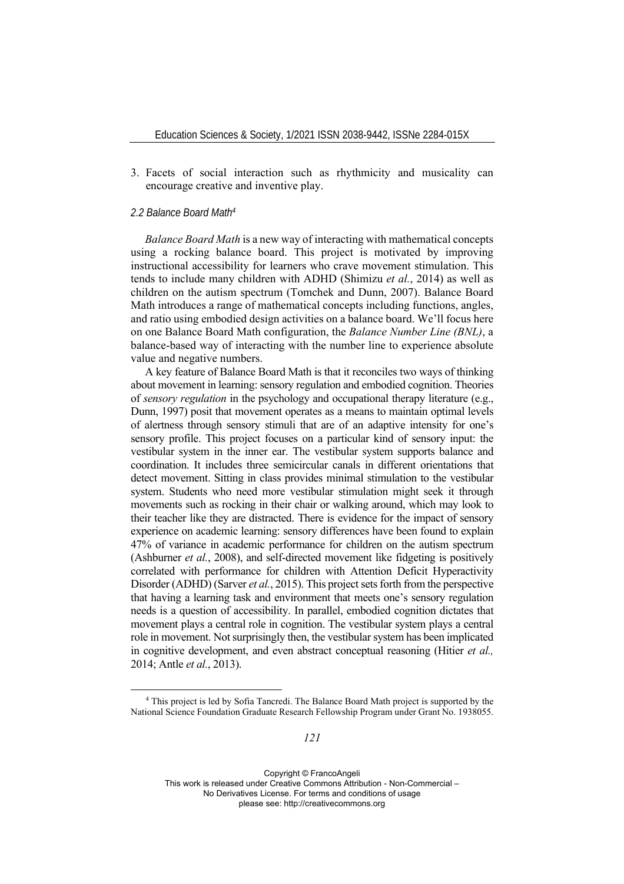3. Facets of social interaction such as rhythmicity and musicality can encourage creative and inventive play.

### *2.2 Balance Board Math*[4]

*Balance Board Math* is a new way of interacting with mathematical concepts using a rocking balance board. This project is motivated by improving instructional accessibility for learners who crave movement stimulation. This tends to include many children with ADHD (Shimizu *et al.*, 2014) as well as children on the autism spectrum (Tomchek and Dunn, 2007). Balance Board Math introduces a range of mathematical concepts including functions, angles, and ratio using embodied design activities on a balance board. We'll focus here on one Balance Board Math configuration, the *Balance Number Line (BNL)*, a balance-based way of interacting with the number line to experience absolute value and negative numbers.

A key feature of Balance Board Math is that it reconciles two ways of thinking about movement in learning: sensory regulation and embodied cognition. Theories of *sensory regulation* in the psychology and occupational therapy literature (e.g., Dunn, 1997) posit that movement operates as a means to maintain optimal levels of alertness through sensory stimuli that are of an adaptive intensity for one's sensory profile. This project focuses on a particular kind of sensory input: the vestibular system in the inner ear. The vestibular system supports balance and coordination. It includes three semicircular canals in different orientations that detect movement. Sitting in class provides minimal stimulation to the vestibular system. Students who need more vestibular stimulation might seek it through movements such as rocking in their chair or walking around, which may look to their teacher like they are distracted. There is evidence for the impact of sensory experience on academic learning: sensory differences have been found to explain 47% of variance in academic performance for children on the autism spectrum (Ashburner *et al.*, 2008), and self-directed movement like fidgeting is positively correlated with performance for children with Attention Deficit Hyperactivity Disorder (ADHD) (Sarver *et al.*, 2015). This project sets forth from the perspective that having a learning task and environment that meets one's sensory regulation needs is a question of accessibility. In parallel, embodied cognition dictates that movement plays a central role in cognition. The vestibular system plays a central role in movement. Not surprisingly then, the vestibular system has been implicated in cognitive development, and even abstract conceptual reasoning (Hitier *et al.,* 2014; Antle *et al.*, 2013).

[4] This project is led by Sofia Tancredi. The Balance Board Math project is supported by the National Science Foundation Graduate Research Fellowship Program under Grant No. 1938055.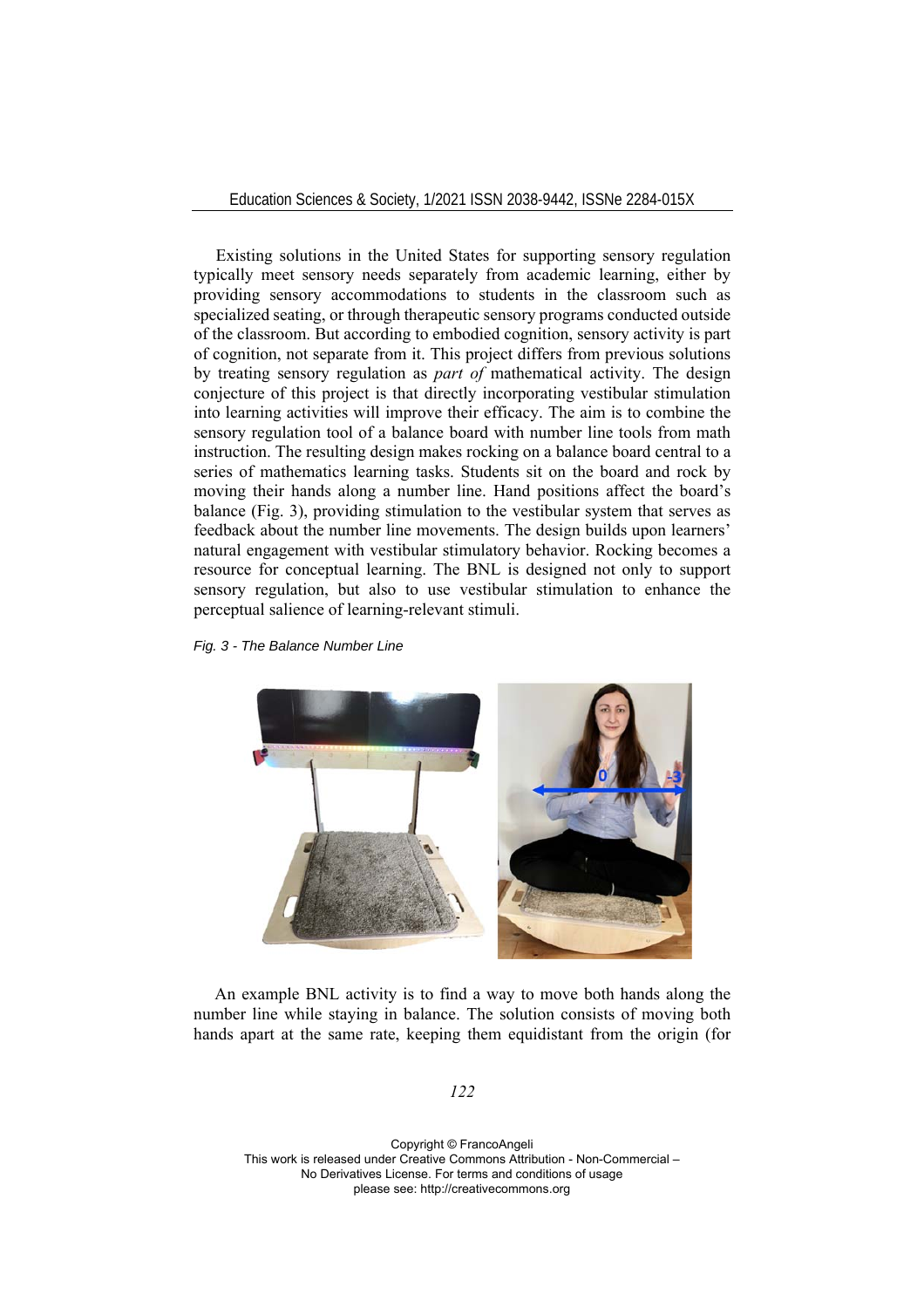Existing solutions in the United States for supporting sensory regulation typically meet sensory needs separately from academic learning, either by providing sensory accommodations to students in the classroom such as specialized seating, or through therapeutic sensory programs conducted outside of the classroom. But according to embodied cognition, sensory activity is part of cognition, not separate from it. This project differs from previous solutions by treating sensory regulation as *part of* mathematical activity. The design conjecture of this project is that directly incorporating vestibular stimulation into learning activities will improve their efficacy. The aim is to combine the sensory regulation tool of a balance board with number line tools from math instruction. The resulting design makes rocking on a balance board central to a series of mathematics learning tasks. Students sit on the board and rock by moving their hands along a number line. Hand positions affect the board's balance (Fig. 3), providing stimulation to the vestibular system that serves as feedback about the number line movements. The design builds upon learners' natural engagement with vestibular stimulatory behavior. Rocking becomes a resource for conceptual learning. The BNL is designed not only to support sensory regulation, but also to use vestibular stimulation to enhance the perceptual salience of learning-relevant stimuli.

*Fig. 3 - The Balance Number Line*

An example BNL activity is to find a way to move both hands along the number line while staying in balance. The solution consists of moving both hands apart at the same rate, keeping them equidistant from the origin (for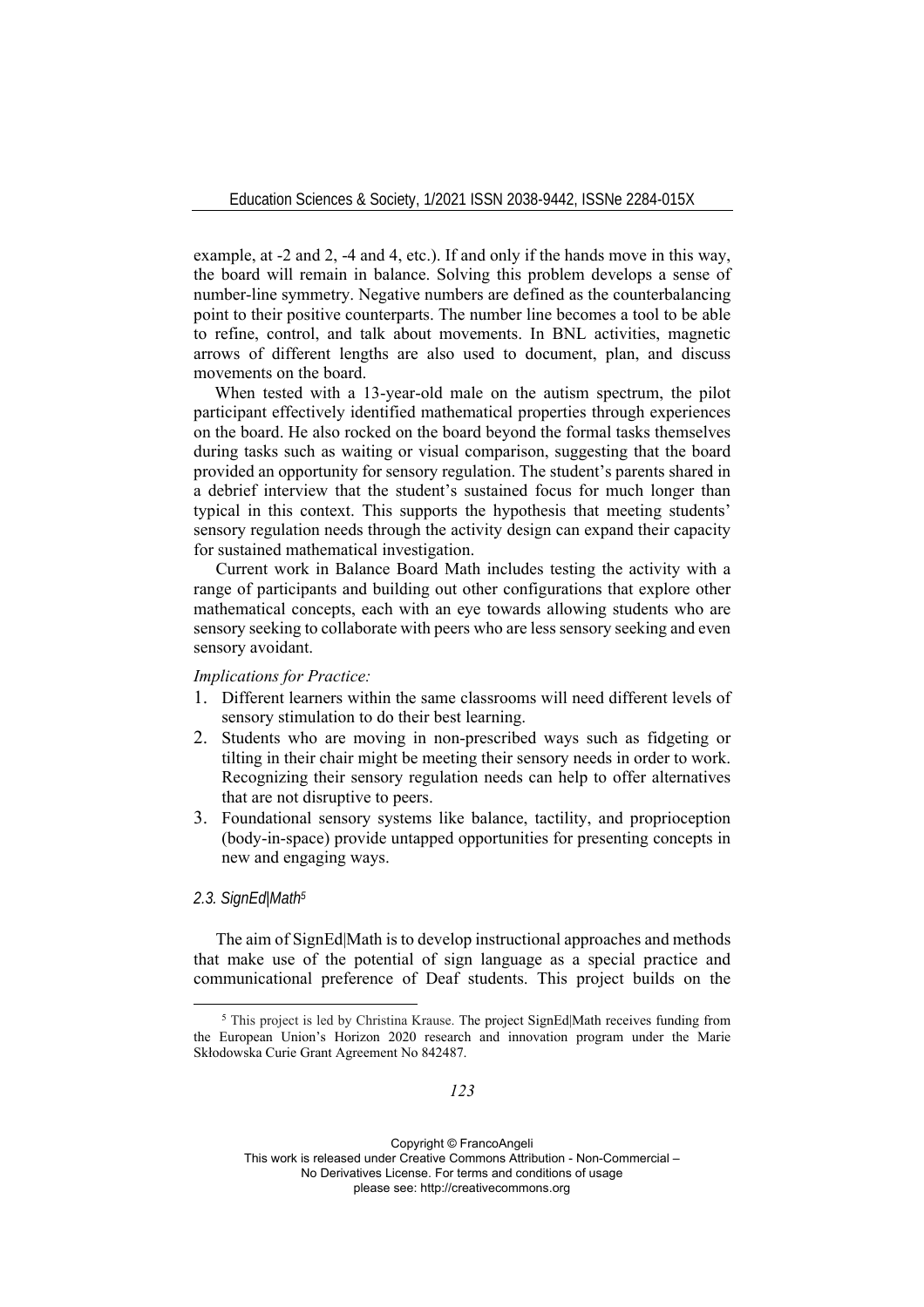example, at -2 and 2, -4 and 4, etc.). If and only if the hands move in this way, the board will remain in balance. Solving this problem develops a sense of number-line symmetry. Negative numbers are defined as the counterbalancing point to their positive counterparts. The number line becomes a tool to be able to refine, control, and talk about movements. In BNL activities, magnetic arrows of different lengths are also used to document, plan, and discuss movements on the board.

When tested with a 13-year-old male on the autism spectrum, the pilot participant effectively identified mathematical properties through experiences on the board. He also rocked on the board beyond the formal tasks themselves during tasks such as waiting or visual comparison, suggesting that the board provided an opportunity for sensory regulation. The student's parents shared in a debrief interview that the student's sustained focus for much longer than typical in this context. This supports the hypothesis that meeting students' sensory regulation needs through the activity design can expand their capacity for sustained mathematical investigation.

Current work in Balance Board Math includes testing the activity with a range of participants and building out other configurations that explore other mathematical concepts, each with an eye towards allowing students who are sensory seeking to collaborate with peers who are less sensory seeking and even sensory avoidant.

*Implications for Practice:*

1. Different learners within the same classrooms will need different levels of sensory stimulation to do their best learning.
2. Students who are moving in non-prescribed ways such as fidgeting or tilting in their chair might be meeting their sensory needs in order to work. Recognizing their sensory regulation needs can help to offer alternatives that are not disruptive to peers.
3. Foundational sensory systems like balance, tactility, and proprioception (body-in-space) provide untapped opportunities for presenting concepts in new and engaging ways.

### *2.3. SignEd|Math*[5]

The aim of SignEd|Math is to develop instructional approaches and methods that make use of the potential of sign language as a special practice and communicational preference of Deaf students. This project builds on the

[5] This project is led by Christina Krause. The project SignEd|Math receives funding from the European Union's Horizon 2020 research and innovation program under the Marie Skłodowska Curie Grant Agreement No 842487.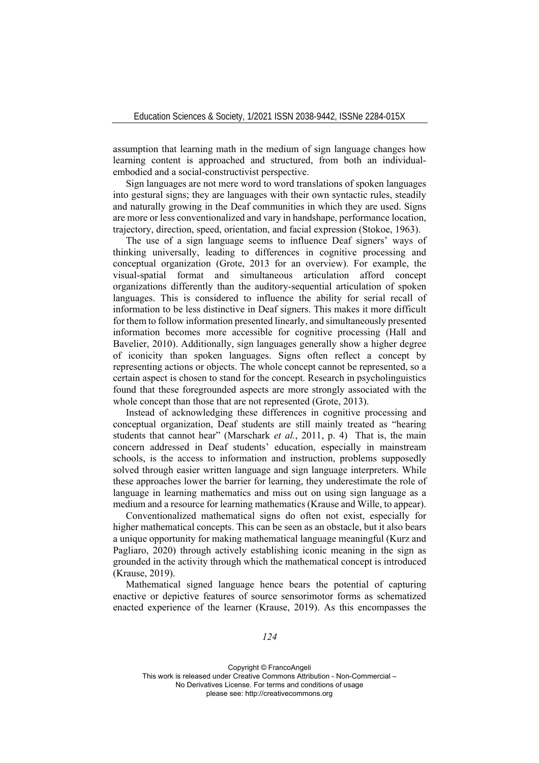assumption that learning math in the medium of sign language changes how learning content is approached and structured, from both an individual-embodied and a social-constructivist perspective.

Sign languages are not mere word to word translations of spoken languages into gestural signs; they are languages with their own syntactic rules, steadily and naturally growing in the Deaf communities in which they are used. Signs are more or less conventionalized and vary in handshape, performance location, trajectory, direction, speed, orientation, and facial expression (Stokoe, 1963).

The use of a sign language seems to influence Deaf signers' ways of thinking universally, leading to differences in cognitive processing and conceptual organization (Grote, 2013 for an overview). For example, the visual-spatial format and simultaneous articulation afford concept organizations differently than the auditory-sequential articulation of spoken languages. This is considered to influence the ability for serial recall of information to be less distinctive in Deaf signers. This makes it more difficult for them to follow information presented linearly, and simultaneously presented information becomes more accessible for cognitive processing (Hall and Bavelier, 2010). Additionally, sign languages generally show a higher degree of iconicity than spoken languages. Signs often reflect a concept by representing actions or objects. The whole concept cannot be represented, so a certain aspect is chosen to stand for the concept. Research in psycholinguistics found that these foregrounded aspects are more strongly associated with the whole concept than those that are not represented (Grote, 2013).

Instead of acknowledging these differences in cognitive processing and conceptual organization, Deaf students are still mainly treated as "hearing students that cannot hear" (Marschark *et al.*, 2011, p. 4) That is, the main concern addressed in Deaf students' education, especially in mainstream schools, is the access to information and instruction, problems supposedly solved through easier written language and sign language interpreters. While these approaches lower the barrier for learning, they underestimate the role of language in learning mathematics and miss out on using sign language as a medium and a resource for learning mathematics (Krause and Wille, to appear).

Conventionalized mathematical signs do often not exist, especially for higher mathematical concepts. This can be seen as an obstacle, but it also bears a unique opportunity for making mathematical language meaningful (Kurz and Pagliaro, 2020) through actively establishing iconic meaning in the sign as grounded in the activity through which the mathematical concept is introduced (Krause, 2019).

Mathematical signed language hence bears the potential of capturing enactive or depictive features of source sensorimotor forms as schematized enacted experience of the learner (Krause, 2019). As this encompasses the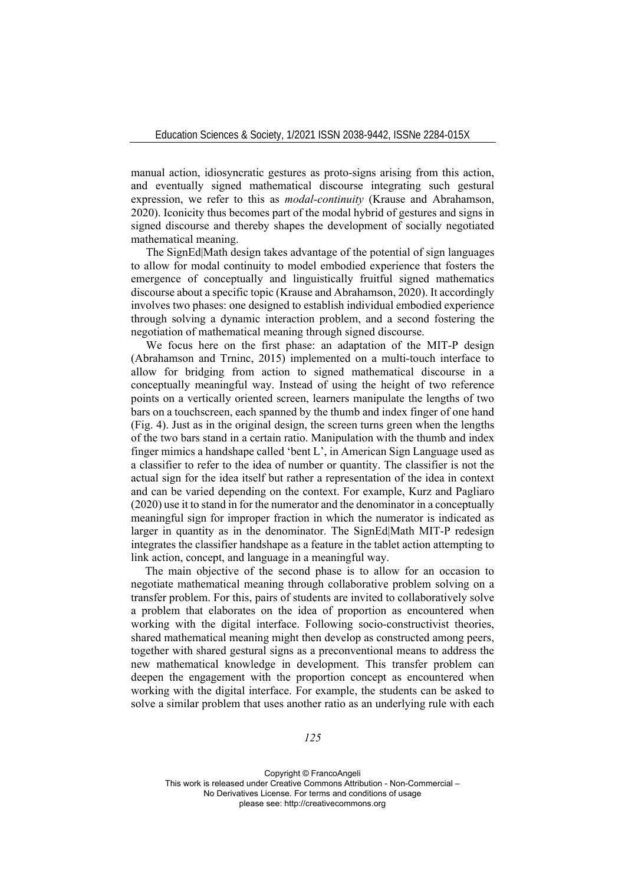manual action, idiosyncratic gestures as proto-signs arising from this action, and eventually signed mathematical discourse integrating such gestural expression, we refer to this as *modal-continuity* (Krause and Abrahamson, 2020). Iconicity thus becomes part of the modal hybrid of gestures and signs in signed discourse and thereby shapes the development of socially negotiated mathematical meaning.

The SignEd|Math design takes advantage of the potential of sign languages to allow for modal continuity to model embodied experience that fosters the emergence of conceptually and linguistically fruitful signed mathematics discourse about a specific topic (Krause and Abrahamson, 2020). It accordingly involves two phases: one designed to establish individual embodied experience through solving a dynamic interaction problem, and a second fostering the negotiation of mathematical meaning through signed discourse.

We focus here on the first phase: an adaptation of the MIT-P design (Abrahamson and Trninc, 2015) implemented on a multi-touch interface to allow for bridging from action to signed mathematical discourse in a conceptually meaningful way. Instead of using the height of two reference points on a vertically oriented screen, learners manipulate the lengths of two bars on a touchscreen, each spanned by the thumb and index finger of one hand (Fig. 4). Just as in the original design, the screen turns green when the lengths of the two bars stand in a certain ratio. Manipulation with the thumb and index finger mimics a handshape called 'bent L', in American Sign Language used as a classifier to refer to the idea of number or quantity. The classifier is not the actual sign for the idea itself but rather a representation of the idea in context and can be varied depending on the context. For example, Kurz and Pagliaro (2020) use it to stand in for the numerator and the denominator in a conceptually meaningful sign for improper fraction in which the numerator is indicated as larger in quantity as in the denominator. The SignEd|Math MIT-P redesign integrates the classifier handshape as a feature in the tablet action attempting to link action, concept, and language in a meaningful way.

The main objective of the second phase is to allow for an occasion to negotiate mathematical meaning through collaborative problem solving on a transfer problem. For this, pairs of students are invited to collaboratively solve a problem that elaborates on the idea of proportion as encountered when working with the digital interface. Following socio-constructivist theories, shared mathematical meaning might then develop as constructed among peers, together with shared gestural signs as a preconventional means to address the new mathematical knowledge in development. This transfer problem can deepen the engagement with the proportion concept as encountered when working with the digital interface. For example, the students can be asked to solve a similar problem that uses another ratio as an underlying rule with each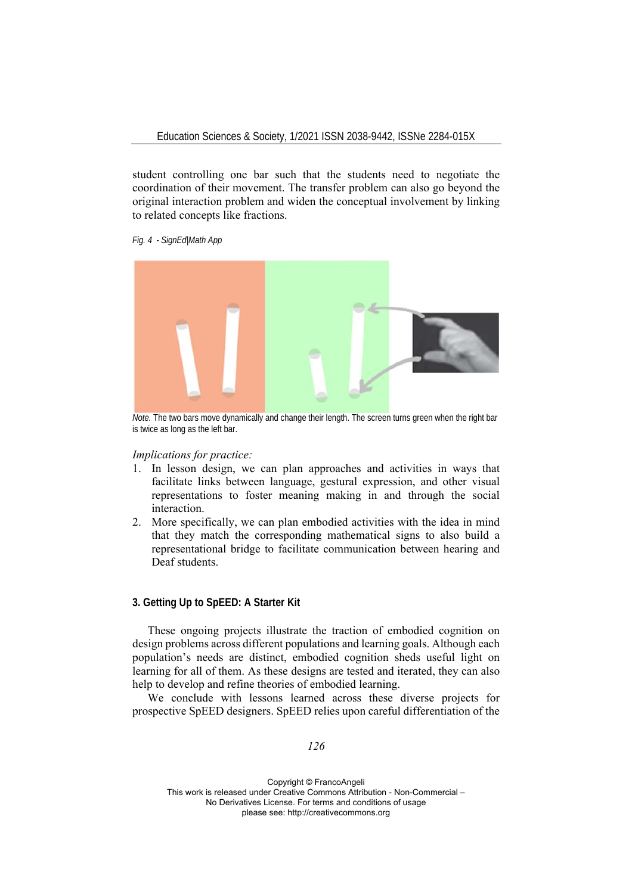student controlling one bar such that the students need to negotiate the coordination of their movement. The transfer problem can also go beyond the original interaction problem and widen the conceptual involvement by linking to related concepts like fractions.

*Fig. 4 - SignEd|Math App*

*Note.* The two bars move dynamically and change their length. The screen turns green when the right bar is twice as long as the left bar.

*Implications for practice:*

1. In lesson design, we can plan approaches and activities in ways that facilitate links between language, gestural expression, and other visual representations to foster meaning making in and through the social interaction.
2. More specifically, we can plan embodied activities with the idea in mind that they match the corresponding mathematical signs to also build a representational bridge to facilitate communication between hearing and Deaf students.

### 3. Getting Up to SpEED: A Starter Kit

These ongoing projects illustrate the traction of embodied cognition on design problems across different populations and learning goals. Although each population's needs are distinct, embodied cognition sheds useful light on learning for all of them. As these designs are tested and iterated, they can also help to develop and refine theories of embodied learning.

We conclude with lessons learned across these diverse projects for prospective SpEED designers. SpEED relies upon careful differentiation of the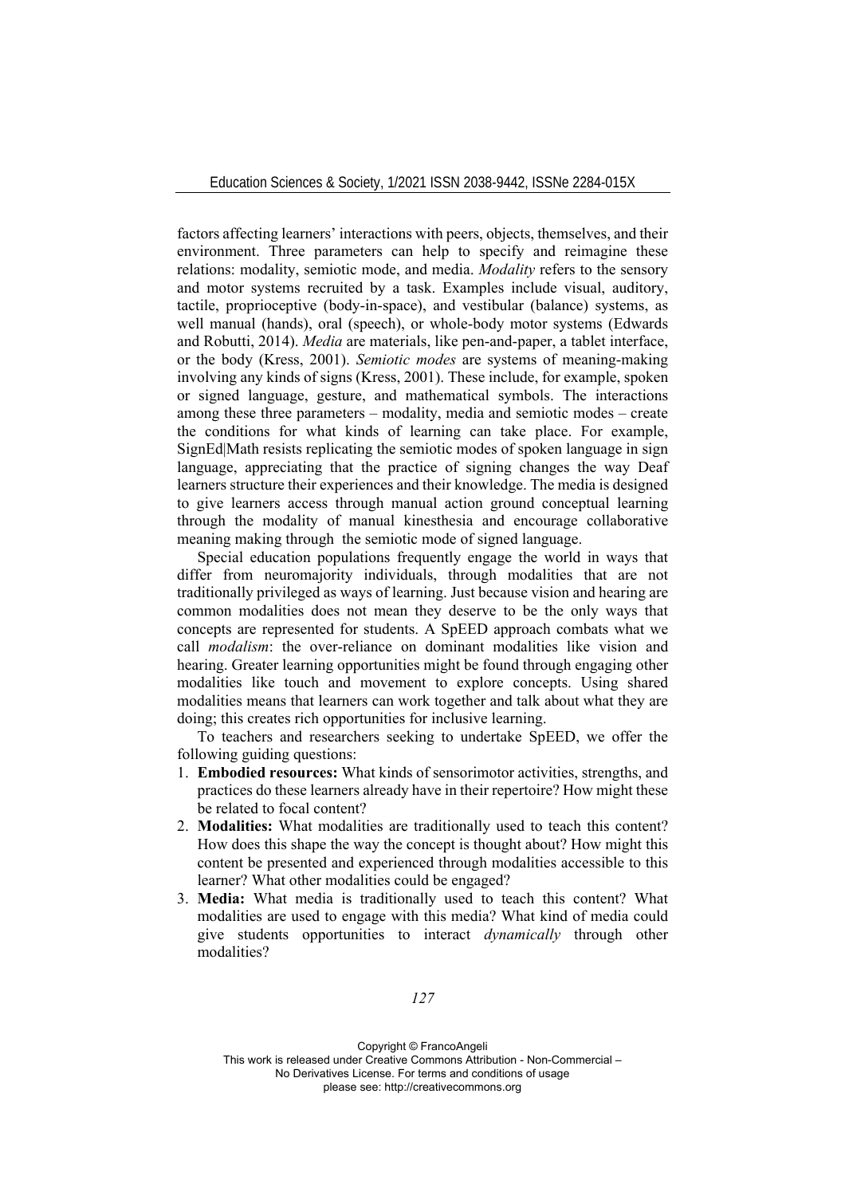factors affecting learners' interactions with peers, objects, themselves, and their environment. Three parameters can help to specify and reimagine these relations: modality, semiotic mode, and media. *Modality* refers to the sensory and motor systems recruited by a task. Examples include visual, auditory, tactile, proprioceptive (body-in-space), and vestibular (balance) systems, as well manual (hands), oral (speech), or whole-body motor systems (Edwards and Robutti, 2014). *Media* are materials, like pen-and-paper, a tablet interface, or the body (Kress, 2001). *Semiotic modes* are systems of meaning-making involving any kinds of signs (Kress, 2001). These include, for example, spoken or signed language, gesture, and mathematical symbols. The interactions among these three parameters – modality, media and semiotic modes – create the conditions for what kinds of learning can take place. For example, SignEd|Math resists replicating the semiotic modes of spoken language in sign language, appreciating that the practice of signing changes the way Deaf learners structure their experiences and their knowledge. The media is designed to give learners access through manual action ground conceptual learning through the modality of manual kinesthesia and encourage collaborative meaning making through the semiotic mode of signed language.

Special education populations frequently engage the world in ways that differ from neuromajority individuals, through modalities that are not traditionally privileged as ways of learning. Just because vision and hearing are common modalities does not mean they deserve to be the only ways that concepts are represented for students. A SpEED approach combats what we call *modalism*: the over-reliance on dominant modalities like vision and hearing. Greater learning opportunities might be found through engaging other modalities like touch and movement to explore concepts. Using shared modalities means that learners can work together and talk about what they are doing; this creates rich opportunities for inclusive learning.

To teachers and researchers seeking to undertake SpEED, we offer the following guiding questions:

1. **Embodied resources:** What kinds of sensorimotor activities, strengths, and practices do these learners already have in their repertoire? How might these be related to focal content?
2. **Modalities:** What modalities are traditionally used to teach this content? How does this shape the way the concept is thought about? How might this content be presented and experienced through modalities accessible to this learner? What other modalities could be engaged?
3. **Media:** What media is traditionally used to teach this content? What modalities are used to engage with this media? What kind of media could give students opportunities to interact *dynamically* through other modalities?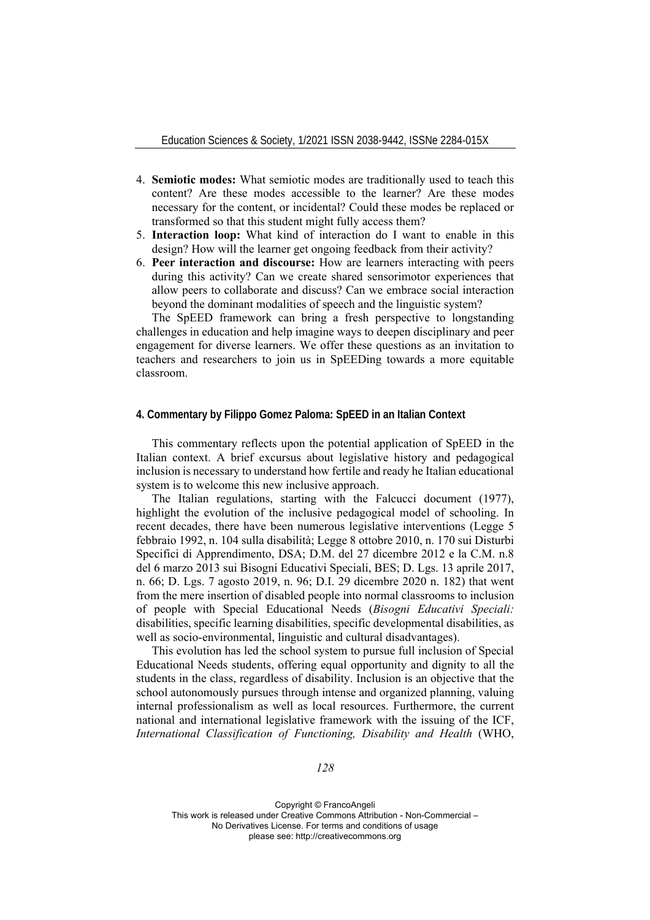4. **Semiotic modes:** What semiotic modes are traditionally used to teach this content? Are these modes accessible to the learner? Are these modes necessary for the content, or incidental? Could these modes be replaced or transformed so that this student might fully access them?
5. **Interaction loop:** What kind of interaction do I want to enable in this design? How will the learner get ongoing feedback from their activity?
6. **Peer interaction and discourse:** How are learners interacting with peers during this activity? Can we create shared sensorimotor experiences that allow peers to collaborate and discuss? Can we embrace social interaction beyond the dominant modalities of speech and the linguistic system?

The SpEED framework can bring a fresh perspective to longstanding challenges in education and help imagine ways to deepen disciplinary and peer engagement for diverse learners. We offer these questions as an invitation to teachers and researchers to join us in SpEEDing towards a more equitable classroom.

## 4. Commentary by Filippo Gomez Paloma: SpEED in an Italian Context

This commentary reflects upon the potential application of SpEED in the Italian context. A brief excursus about legislative history and pedagogical inclusion is necessary to understand how fertile and ready he Italian educational system is to welcome this new inclusive approach.

The Italian regulations, starting with the Falcucci document (1977), highlight the evolution of the inclusive pedagogical model of schooling. In recent decades, there have been numerous legislative interventions (Legge 5 febbraio 1992, n. 104 sulla disabilità; Legge 8 ottobre 2010, n. 170 sui Disturbi Specifici di Apprendimento, DSA; D.M. del 27 dicembre 2012 e la C.M. n.8 del 6 marzo 2013 sui Bisogni Educativi Speciali, BES; D. Lgs. 13 aprile 2017, n. 66; D. Lgs. 7 agosto 2019, n. 96; D.I. 29 dicembre 2020 n. 182) that went from the mere insertion of disabled people into normal classrooms to inclusion of people with Special Educational Needs (*Bisogni Educativi Speciali:* disabilities, specific learning disabilities, specific developmental disabilities, as well as socio-environmental, linguistic and cultural disadvantages).

This evolution has led the school system to pursue full inclusion of Special Educational Needs students, offering equal opportunity and dignity to all the students in the class, regardless of disability. Inclusion is an objective that the school autonomously pursues through intense and organized planning, valuing internal professionalism as well as local resources. Furthermore, the current national and international legislative framework with the issuing of the ICF, *International Classification of Functioning, Disability and Health* (WHO,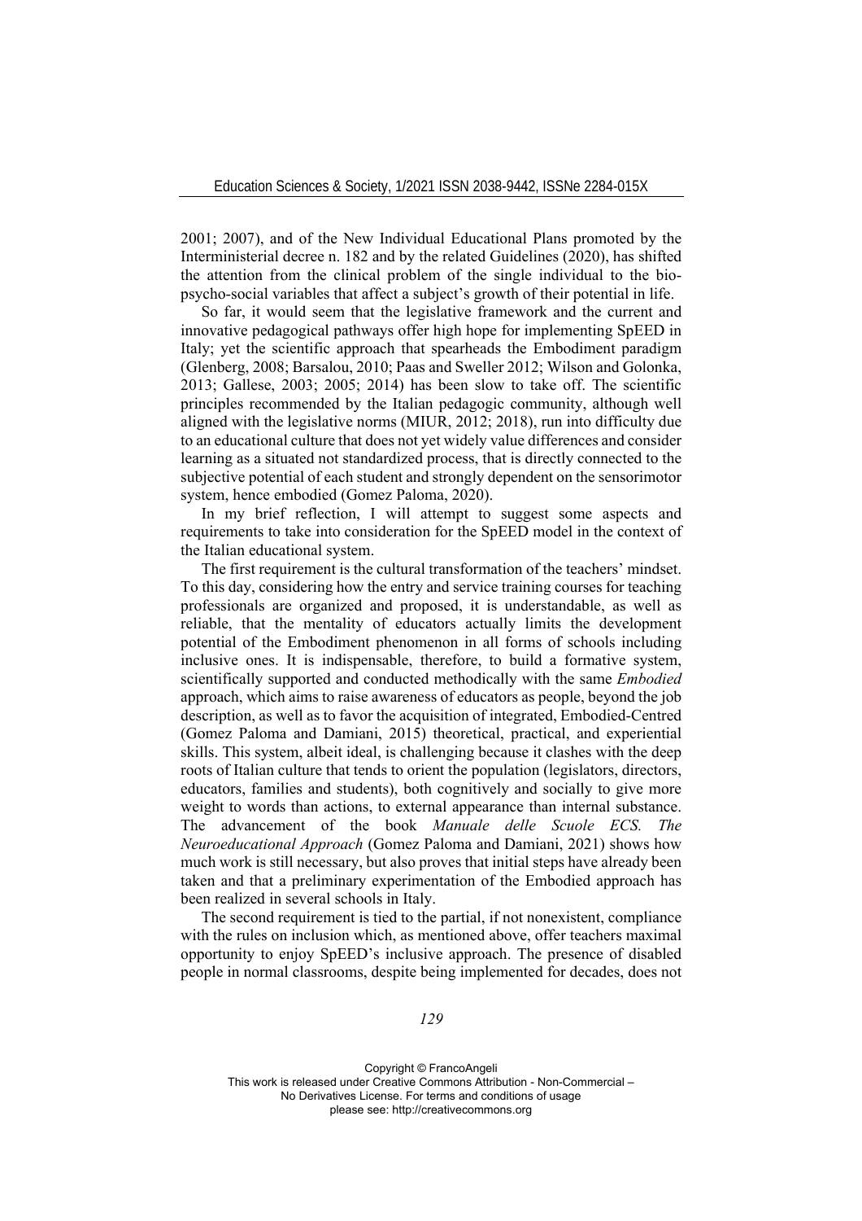2001; 2007), and of the New Individual Educational Plans promoted by the Interministerial decree n. 182 and by the related Guidelines (2020), has shifted the attention from the clinical problem of the single individual to the bio-psycho-social variables that affect a subject's growth of their potential in life.

So far, it would seem that the legislative framework and the current and innovative pedagogical pathways offer high hope for implementing SpEED in Italy; yet the scientific approach that spearheads the Embodiment paradigm (Glenberg, 2008; Barsalou, 2010; Paas and Sweller 2012; Wilson and Golonka, 2013; Gallese, 2003; 2005; 2014) has been slow to take off. The scientific principles recommended by the Italian pedagogic community, although well aligned with the legislative norms (MIUR, 2012; 2018), run into difficulty due to an educational culture that does not yet widely value differences and consider learning as a situated not standardized process, that is directly connected to the subjective potential of each student and strongly dependent on the sensorimotor system, hence embodied (Gomez Paloma, 2020).

In my brief reflection, I will attempt to suggest some aspects and requirements to take into consideration for the SpEED model in the context of the Italian educational system.

The first requirement is the cultural transformation of the teachers' mindset. To this day, considering how the entry and service training courses for teaching professionals are organized and proposed, it is understandable, as well as reliable, that the mentality of educators actually limits the development potential of the Embodiment phenomenon in all forms of schools including inclusive ones. It is indispensable, therefore, to build a formative system, scientifically supported and conducted methodically with the same *Embodied* approach, which aims to raise awareness of educators as people, beyond the job description, as well as to favor the acquisition of integrated, Embodied-Centred (Gomez Paloma and Damiani, 2015) theoretical, practical, and experiential skills. This system, albeit ideal, is challenging because it clashes with the deep roots of Italian culture that tends to orient the population (legislators, directors, educators, families and students), both cognitively and socially to give more weight to words than actions, to external appearance than internal substance. The advancement of the book *Manuale delle Scuole ECS. The Neuroeducational Approach* (Gomez Paloma and Damiani, 2021) shows how much work is still necessary, but also proves that initial steps have already been taken and that a preliminary experimentation of the Embodied approach has been realized in several schools in Italy.

The second requirement is tied to the partial, if not nonexistent, compliance with the rules on inclusion which, as mentioned above, offer teachers maximal opportunity to enjoy SpEED's inclusive approach. The presence of disabled people in normal classrooms, despite being implemented for decades, does not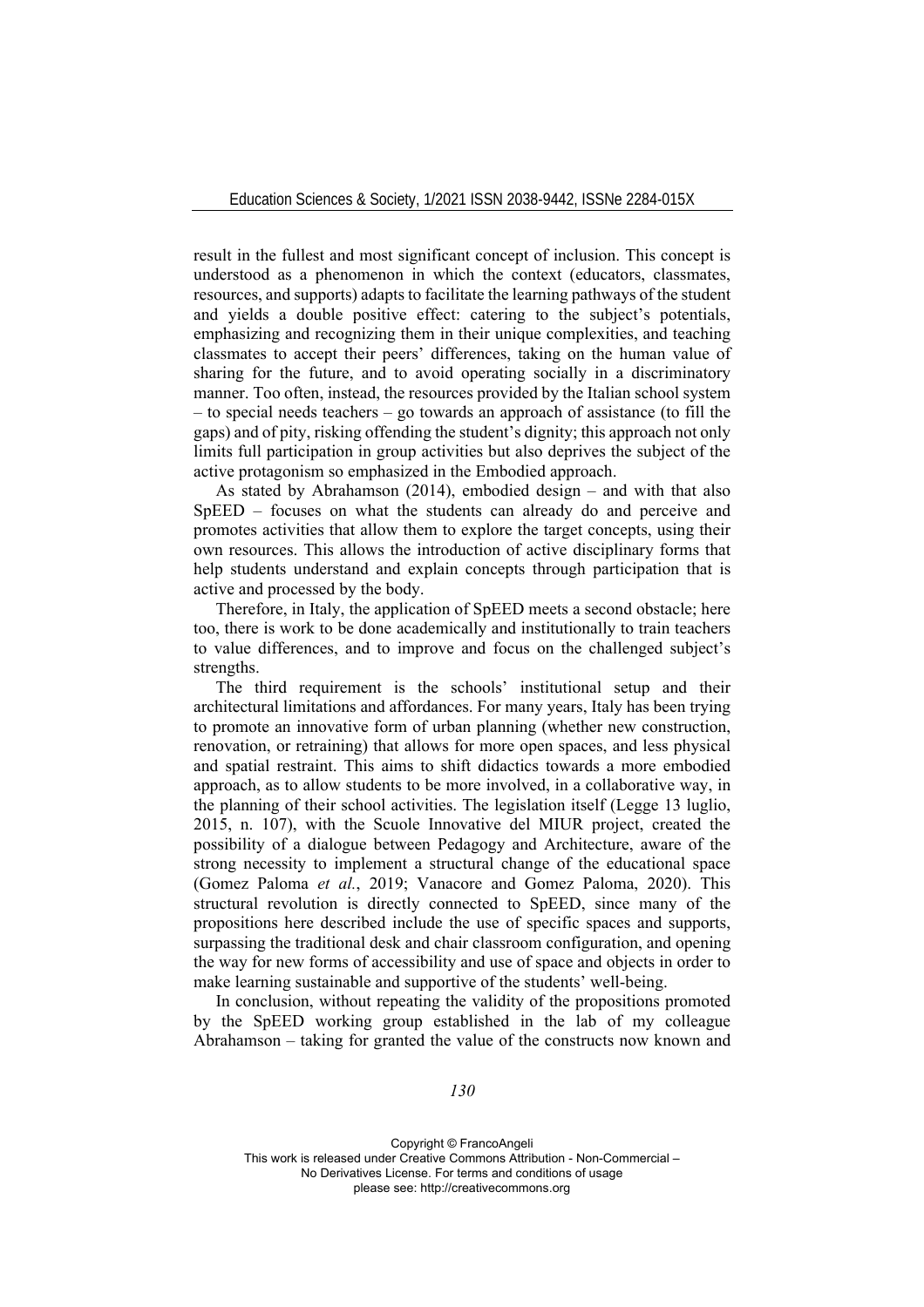result in the fullest and most significant concept of inclusion. This concept is understood as a phenomenon in which the context (educators, classmates, resources, and supports) adapts to facilitate the learning pathways of the student and yields a double positive effect: catering to the subject's potentials, emphasizing and recognizing them in their unique complexities, and teaching classmates to accept their peers' differences, taking on the human value of sharing for the future, and to avoid operating socially in a discriminatory manner. Too often, instead, the resources provided by the Italian school system – to special needs teachers – go towards an approach of assistance (to fill the gaps) and of pity, risking offending the student's dignity; this approach not only limits full participation in group activities but also deprives the subject of the active protagonism so emphasized in the Embodied approach.

As stated by Abrahamson (2014), embodied design – and with that also SpEED – focuses on what the students can already do and perceive and promotes activities that allow them to explore the target concepts, using their own resources. This allows the introduction of active disciplinary forms that help students understand and explain concepts through participation that is active and processed by the body.

Therefore, in Italy, the application of SpEED meets a second obstacle; here too, there is work to be done academically and institutionally to train teachers to value differences, and to improve and focus on the challenged subject's strengths.

The third requirement is the schools' institutional setup and their architectural limitations and affordances. For many years, Italy has been trying to promote an innovative form of urban planning (whether new construction, renovation, or retraining) that allows for more open spaces, and less physical and spatial restraint. This aims to shift didactics towards a more embodied approach, as to allow students to be more involved, in a collaborative way, in the planning of their school activities. The legislation itself (Legge 13 luglio, 2015, n. 107), with the Scuole Innovative del MIUR project, created the possibility of a dialogue between Pedagogy and Architecture, aware of the strong necessity to implement a structural change of the educational space (Gomez Paloma *et al.*, 2019; Vanacore and Gomez Paloma, 2020). This structural revolution is directly connected to SpEED, since many of the propositions here described include the use of specific spaces and supports, surpassing the traditional desk and chair classroom configuration, and opening the way for new forms of accessibility and use of space and objects in order to make learning sustainable and supportive of the students' well-being.

In conclusion, without repeating the validity of the propositions promoted by the SpEED working group established in the lab of my colleague Abrahamson – taking for granted the value of the constructs now known and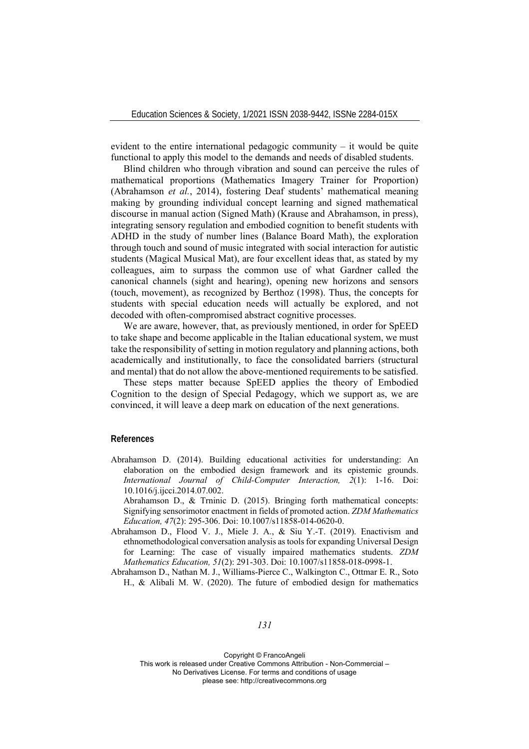evident to the entire international pedagogic community – it would be quite functional to apply this model to the demands and needs of disabled students.

Blind children who through vibration and sound can perceive the rules of mathematical proportions (Mathematics Imagery Trainer for Proportion) (Abrahamson *et al.*, 2014), fostering Deaf students' mathematical meaning making by grounding individual concept learning and signed mathematical discourse in manual action (Signed Math) (Krause and Abrahamson, in press), integrating sensory regulation and embodied cognition to benefit students with ADHD in the study of number lines (Balance Board Math), the exploration through touch and sound of music integrated with social interaction for autistic students (Magical Musical Mat), are four excellent ideas that, as stated by my colleagues, aim to surpass the common use of what Gardner called the canonical channels (sight and hearing), opening new horizons and sensors (touch, movement), as recognized by Berthoz (1998). Thus, the concepts for students with special education needs will actually be explored, and not decoded with often-compromised abstract cognitive processes.

We are aware, however, that, as previously mentioned, in order for SpEED to take shape and become applicable in the Italian educational system, we must take the responsibility of setting in motion regulatory and planning actions, both academically and institutionally, to face the consolidated barriers (structural and mental) that do not allow the above-mentioned requirements to be satisfied.

These steps matter because SpEED applies the theory of Embodied Cognition to the design of Special Pedagogy, which we support as, we are convinced, it will leave a deep mark on education of the next generations.

## References

Abrahamson D. (2014). Building educational activities for understanding: An elaboration on the embodied design framework and its epistemic grounds. *International Journal of Child-Computer Interaction, 2*(1): 1-16. Doi: 10.1016/j.ijcci.2014.07.002.

Abrahamson D., & Trninic D. (2015). Bringing forth mathematical concepts: Signifying sensorimotor enactment in fields of promoted action. *ZDM Mathematics Education, 47*(2): 295-306. Doi: 10.1007/s11858-014-0620-0.

Abrahamson D., Flood V. J., Miele J. A., & Siu Y.-T. (2019). Enactivism and ethnomethodological conversation analysis as tools for expanding Universal Design for Learning: The case of visually impaired mathematics students. *ZDM Mathematics Education, 51*(2): 291-303. Doi: 10.1007/s11858-018-0998-1.

Abrahamson D., Nathan M. J., Williams-Pierce C., Walkington C., Ottmar E. R., Soto H., & Alibali M. W. (2020). The future of embodied design for mathematics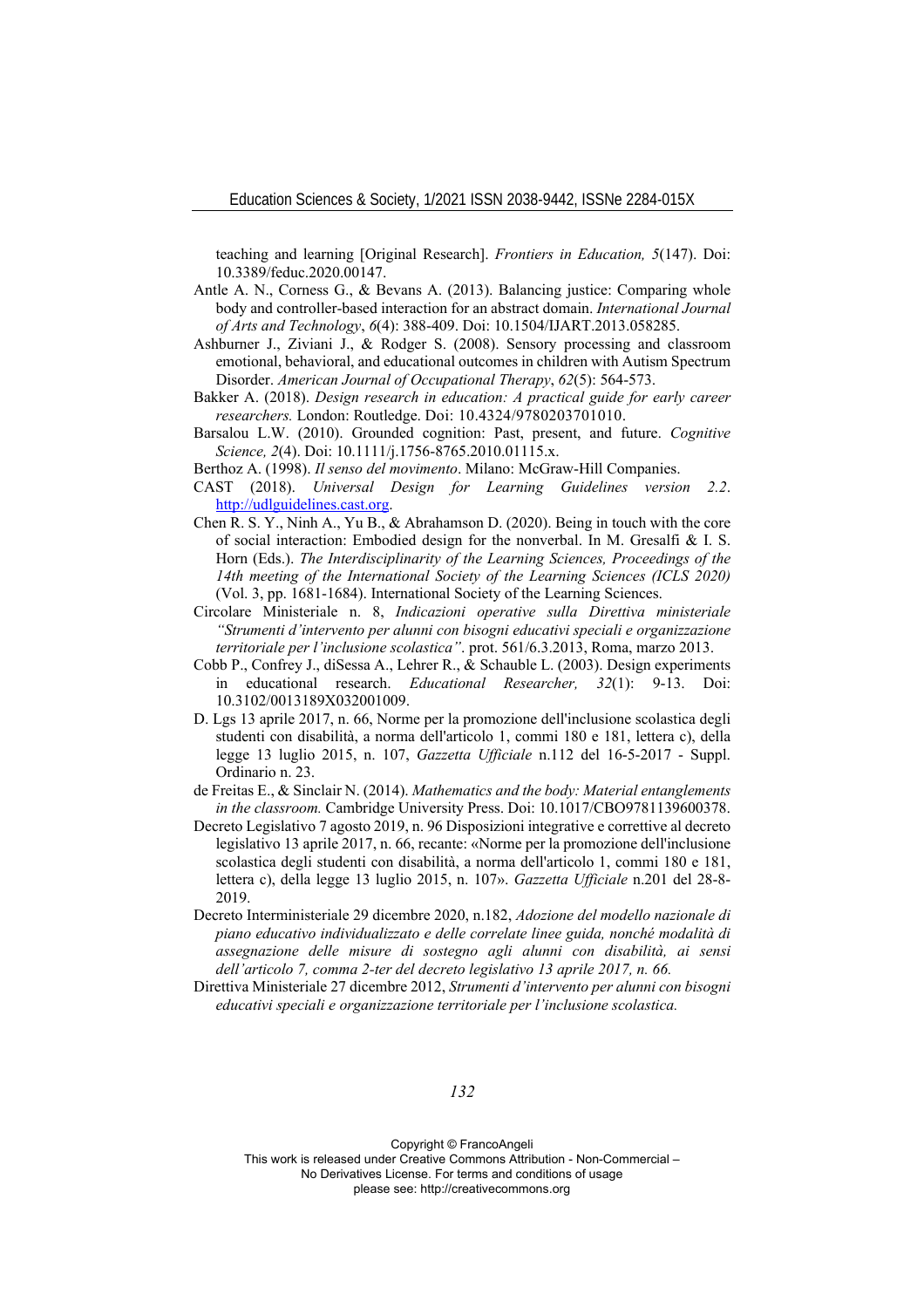teaching and learning [Original Research]. *Frontiers in Education, 5*(147). Doi: 10.3389/feduc.2020.00147.

Antle A. N., Corness G., & Bevans A. (2013). Balancing justice: Comparing whole body and controller-based interaction for an abstract domain. *International Journal of Arts and Technology*, *6*(4): 388-409. Doi: 10.1504/IJART.2013.058285.

Ashburner J., Ziviani J., & Rodger S. (2008). Sensory processing and classroom emotional, behavioral, and educational outcomes in children with Autism Spectrum Disorder. *American Journal of Occupational Therapy*, *62*(5): 564-573.

Bakker A. (2018). *Design research in education: A practical guide for early career researchers.* London: Routledge. Doi: 10.4324/9780203701010.

Barsalou L.W. (2010). Grounded cognition: Past, present, and future. *Cognitive Science, 2*(4). Doi: 10.1111/j.1756-8765.2010.01115.x.

Berthoz A. (1998). *Il senso del movimento*. Milano: McGraw-Hill Companies.

CAST (2018). *Universal Design for Learning Guidelines version 2.2*. http://udlguidelines.cast.org.

Chen R. S. Y., Ninh A., Yu B., & Abrahamson D. (2020). Being in touch with the core of social interaction: Embodied design for the nonverbal. In M. Gresalfi & I. S. Horn (Eds.). *The Interdisciplinarity of the Learning Sciences, Proceedings of the 14th meeting of the International Society of the Learning Sciences (ICLS 2020)* (Vol. 3, pp. 1681-1684). International Society of the Learning Sciences.

Circolare Ministeriale n. 8, *Indicazioni operative sulla Direttiva ministeriale "Strumenti d'intervento per alunni con bisogni educativi speciali e organizzazione territoriale per l'inclusione scolastica"*. prot. 561/6.3.2013, Roma, marzo 2013.

Cobb P., Confrey J., diSessa A., Lehrer R., & Schauble L. (2003). Design experiments in educational research. *Educational Researcher, 32*(1): 9-13. Doi: 10.3102/0013189X032001009.

D. Lgs 13 aprile 2017, n. 66, Norme per la promozione dell'inclusione scolastica degli studenti con disabilità, a norma dell'articolo 1, commi 180 e 181, lettera c), della legge 13 luglio 2015, n. 107, *Gazzetta Ufficiale* n.112 del 16-5-2017 - Suppl. Ordinario n. 23.

de Freitas E., & Sinclair N. (2014). *Mathematics and the body: Material entanglements in the classroom.* Cambridge University Press. Doi: 10.1017/CBO9781139600378.

Decreto Legislativo 7 agosto 2019, n. 96 Disposizioni integrative e correttive al decreto legislativo 13 aprile 2017, n. 66, recante: «Norme per la promozione dell'inclusione scolastica degli studenti con disabilità, a norma dell'articolo 1, commi 180 e 181, lettera c), della legge 13 luglio 2015, n. 107». *Gazzetta Ufficiale* n.201 del 28-8-2019.

Decreto Interministeriale 29 dicembre 2020, n.182, *Adozione del modello nazionale di piano educativo individualizzato e delle correlate linee guida, nonché modalità di assegnazione delle misure di sostegno agli alunni con disabilità, ai sensi dell'articolo 7, comma 2-ter del decreto legislativo 13 aprile 2017, n. 66.*

Direttiva Ministeriale 27 dicembre 2012, *Strumenti d'intervento per alunni con bisogni educativi speciali e organizzazione territoriale per l'inclusione scolastica.*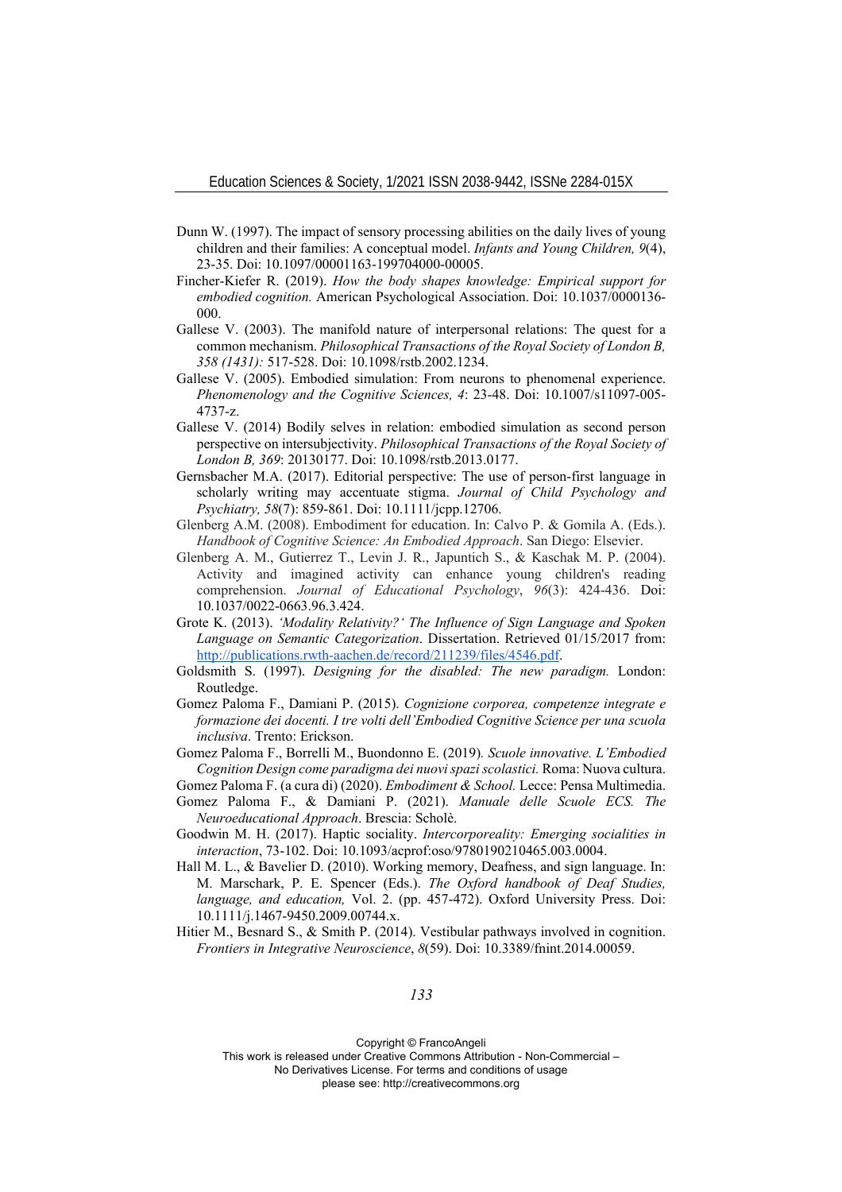Dunn W. (1997). The impact of sensory processing abilities on the daily lives of young children and their families: A conceptual model. *Infants and Young Children, 9*(4), 23-35. Doi: 10.1097/00001163-199704000-00005.

Fincher-Kiefer R. (2019). *How the body shapes knowledge: Empirical support for embodied cognition.* American Psychological Association. Doi: 10.1037/0000136-000.

Gallese V. (2003). The manifold nature of interpersonal relations: The quest for a common mechanism. *Philosophical Transactions of the Royal Society of London B, 358 (1431):* 517-528. Doi: 10.1098/rstb.2002.1234.

Gallese V. (2005). Embodied simulation: From neurons to phenomenal experience. *Phenomenology and the Cognitive Sciences, 4*: 23-48. Doi: 10.1007/s11097-005-4737-z.

Gallese V. (2014) Bodily selves in relation: embodied simulation as second person perspective on intersubjectivity. *Philosophical Transactions of the Royal Society of London B, 369*: 20130177. Doi: 10.1098/rstb.2013.0177.

Gernsbacher M.A. (2017). Editorial perspective: The use of person-first language in scholarly writing may accentuate stigma. *Journal of Child Psychology and Psychiatry, 58*(7): 859-861. Doi: 10.1111/jcpp.12706.

Glenberg A.M. (2008). Embodiment for education. In: Calvo P. & Gomila A. (Eds.). *Handbook of Cognitive Science: An Embodied Approach*. San Diego: Elsevier.

Glenberg A. M., Gutierrez T., Levin J. R., Japuntich S., & Kaschak M. P. (2004). Activity and imagined activity can enhance young children's reading comprehension. *Journal of Educational Psychology*, *96*(3): 424-436. Doi: 10.1037/0022-0663.96.3.424.

Grote K. (2013). *'Modality Relativity?' The Influence of Sign Language and Spoken Language on Semantic Categorization*. Dissertation. Retrieved 01/15/2017 from: http://publications.rwth-aachen.de/record/211239/files/4546.pdf.

Goldsmith S. (1997). *Designing for the disabled: The new paradigm.* London: Routledge.

Gomez Paloma F., Damiani P. (2015). *Cognizione corporea, competenze integrate e formazione dei docenti. I tre volti dell'Embodied Cognitive Science per una scuola inclusiva*. Trento: Erickson.

Gomez Paloma F., Borrelli M., Buondonno E. (2019). *Scuole innovative. L'Embodied Cognition Design come paradigma dei nuovi spazi scolastici.* Roma: Nuova cultura.

Gomez Paloma F. (a cura di) (2020). *Embodiment & School.* Lecce: Pensa Multimedia.

Gomez Paloma F., & Damiani P. (2021). *Manuale delle Scuole ECS. The Neuroeducational Approach*. Brescia: Scholè.

Goodwin M. H. (2017). Haptic sociality. *Intercorporeality: Emerging socialities in interaction*, 73-102. Doi: 10.1093/acprof:oso/9780190210465.003.0004.

Hall M. L., & Bavelier D. (2010). Working memory, Deafness, and sign language. In: M. Marschark, P. E. Spencer (Eds.). *The Oxford handbook of Deaf Studies, language, and education,* Vol. 2. (pp. 457-472). Oxford University Press. Doi: 10.1111/j.1467-9450.2009.00744.x.

Hitier M., Besnard S., & Smith P. (2014). Vestibular pathways involved in cognition. *Frontiers in Integrative Neuroscience*, *8*(59). Doi: 10.3389/fnint.2014.00059.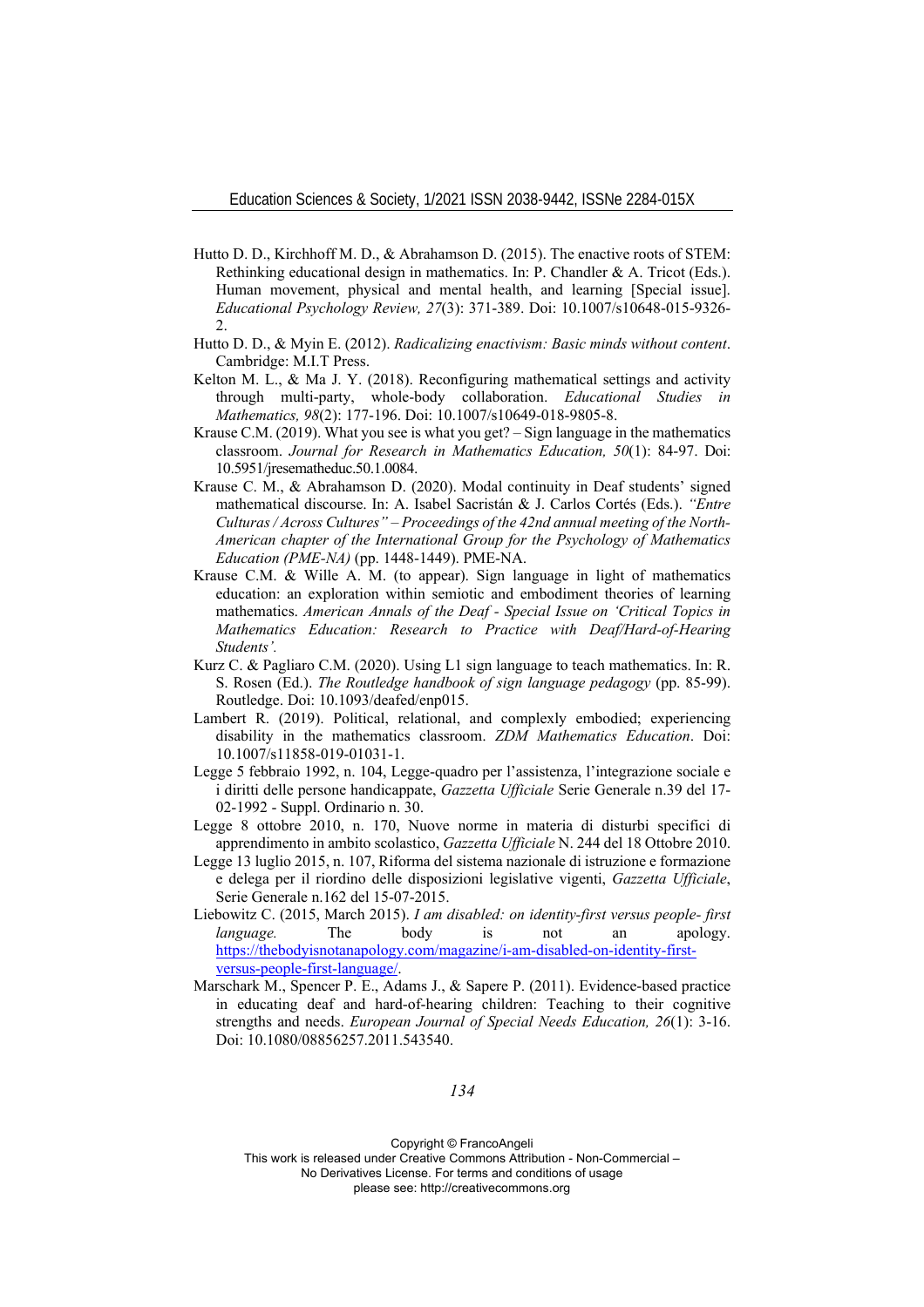Hutto D. D., Kirchhoff M. D., & Abrahamson D. (2015). The enactive roots of STEM: Rethinking educational design in mathematics. In: P. Chandler & A. Tricot (Eds.). Human movement, physical and mental health, and learning [Special issue]. *Educational Psychology Review, 27*(3): 371-389. Doi: 10.1007/s10648-015-9326-2.

Hutto D. D., & Myin E. (2012). *Radicalizing enactivism: Basic minds without content*. Cambridge: M.I.T Press.

Kelton M. L., & Ma J. Y. (2018). Reconfiguring mathematical settings and activity through multi-party, whole-body collaboration. *Educational Studies in Mathematics, 98*(2): 177-196. Doi: 10.1007/s10649-018-9805-8.

Krause C.M. (2019). What you see is what you get? – Sign language in the mathematics classroom. *Journal for Research in Mathematics Education, 50*(1): 84-97. Doi: 10.5951/jresematheduc.50.1.0084.

Krause C. M., & Abrahamson D. (2020). Modal continuity in Deaf students' signed mathematical discourse. In: A. Isabel Sacristán & J. Carlos Cortés (Eds.). *"Entre Culturas / Across Cultures" – Proceedings of the 42nd annual meeting of the North-American chapter of the International Group for the Psychology of Mathematics Education (PME-NA)* (pp. 1448-1449). PME-NA.

Krause C.M. & Wille A. M. (to appear). Sign language in light of mathematics education: an exploration within semiotic and embodiment theories of learning mathematics. *American Annals of the Deaf - Special Issue on 'Critical Topics in Mathematics Education: Research to Practice with Deaf/Hard-of-Hearing Students'.*

Kurz C. & Pagliaro C.M. (2020). Using L1 sign language to teach mathematics. In: R. S. Rosen (Ed.). *The Routledge handbook of sign language pedagogy* (pp. 85-99). Routledge. Doi: 10.1093/deafed/enp015.

Lambert R. (2019). Political, relational, and complexly embodied; experiencing disability in the mathematics classroom. *ZDM Mathematics Education*. Doi: 10.1007/s11858-019-01031-1.

Legge 5 febbraio 1992, n. 104, Legge-quadro per l'assistenza, l'integrazione sociale e i diritti delle persone handicappate, *Gazzetta Ufficiale* Serie Generale n.39 del 17-02-1992 - Suppl. Ordinario n. 30.

Legge 8 ottobre 2010, n. 170, Nuove norme in materia di disturbi specifici di apprendimento in ambito scolastico, *Gazzetta Ufficiale* N. 244 del 18 Ottobre 2010.

Legge 13 luglio 2015, n. 107, Riforma del sistema nazionale di istruzione e formazione e delega per il riordino delle disposizioni legislative vigenti, *Gazzetta Ufficiale*, Serie Generale n.162 del 15-07-2015.

Liebowitz C. (2015, March 2015). *I am disabled: on identity-first versus people- first language.* The body is not an apology. https://thebodyisnotanapology.com/magazine/i-am-disabled-on-identity-first-versus-people-first-language/.

Marschark M., Spencer P. E., Adams J., & Sapere P. (2011). Evidence-based practice in educating deaf and hard-of-hearing children: Teaching to their cognitive strengths and needs. *European Journal of Special Needs Education, 26*(1): 3-16. Doi: 10.1080/08856257.2011.543540.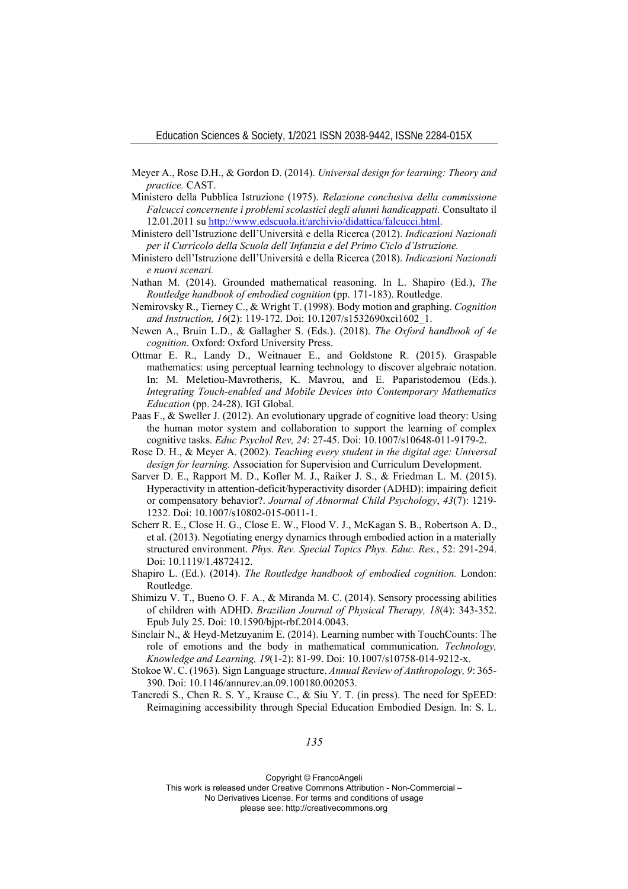Meyer A., Rose D.H., & Gordon D. (2014). *Universal design for learning: Theory and practice.* CAST.

Ministero della Pubblica Istruzione (1975). *Relazione conclusiva della commissione Falcucci concernente i problemi scolastici degli alunni handicappati.* Consultato il 12.01.2011 su http://www.edscuola.it/archivio/didattica/falcucci.html.

Ministero dell'Istruzione dell'Università e della Ricerca (2012). *Indicazioni Nazionali per il Curricolo della Scuola dell'Infanzia e del Primo Ciclo d'Istruzione.*

Ministero dell'Istruzione dell'Università e della Ricerca (2018). *Indicazioni Nazionali e nuovi scenari.*

Nathan M. (2014). Grounded mathematical reasoning. In L. Shapiro (Ed.), *The Routledge handbook of embodied cognition* (pp. 171-183). Routledge.

Nemirovsky R., Tierney C., & Wright T. (1998). Body motion and graphing. *Cognition and Instruction, 16*(2): 119-172. Doi: 10.1207/s1532690xci1602_1.

Newen A., Bruin L.D., & Gallagher S. (Eds.). (2018). *The Oxford handbook of 4e cognition*. Oxford: Oxford University Press.

Ottmar E. R., Landy D., Weitnauer E., and Goldstone R. (2015). Graspable mathematics: using perceptual learning technology to discover algebraic notation. In: M. Meletiou-Mavrotheris, K. Mavrou, and E. Paparistodemou (Eds.). *Integrating Touch-enabled and Mobile Devices into Contemporary Mathematics Education* (pp. 24-28). IGI Global.

Paas F., & Sweller J. (2012). An evolutionary upgrade of cognitive load theory: Using the human motor system and collaboration to support the learning of complex cognitive tasks. *Educ Psychol Rev, 24*: 27-45. Doi: 10.1007/s10648-011-9179-2.

Rose D. H., & Meyer A. (2002). *Teaching every student in the digital age: Universal design for learning.* Association for Supervision and Curriculum Development.

Sarver D. E., Rapport M. D., Kofler M. J., Raiker J. S., & Friedman L. M. (2015). Hyperactivity in attention-deficit/hyperactivity disorder (ADHD): impairing deficit or compensatory behavior?. *Journal of Abnormal Child Psychology*, *43*(7): 1219-1232. Doi: 10.1007/s10802-015-0011-1.

Scherr R. E., Close H. G., Close E. W., Flood V. J., McKagan S. B., Robertson A. D., et al. (2013). Negotiating energy dynamics through embodied action in a materially structured environment. *Phys. Rev. Special Topics Phys. Educ. Res.*, 52: 291-294. Doi: 10.1119/1.4872412.

Shapiro L. (Ed.). (2014). *The Routledge handbook of embodied cognition.* London: Routledge.

Shimizu V. T., Bueno O. F. A., & Miranda M. C. (2014). Sensory processing abilities of children with ADHD. *Brazilian Journal of Physical Therapy, 18*(4): 343-352. Epub July 25. Doi: 10.1590/bjpt-rbf.2014.0043.

Sinclair N., & Heyd-Metzuyanim E. (2014). Learning number with TouchCounts: The role of emotions and the body in mathematical communication. *Technology, Knowledge and Learning, 19*(1-2): 81-99. Doi: 10.1007/s10758-014-9212-x.

Stokoe W. C. (1963). Sign Language structure. *Annual Review of Anthropology, 9*: 365-390. Doi: 10.1146/annurev.an.09.100180.002053.

Tancredi S., Chen R. S. Y., Krause C., & Siu Y. T. (in press). The need for SpEED: Reimagining accessibility through Special Education Embodied Design. In: S. L.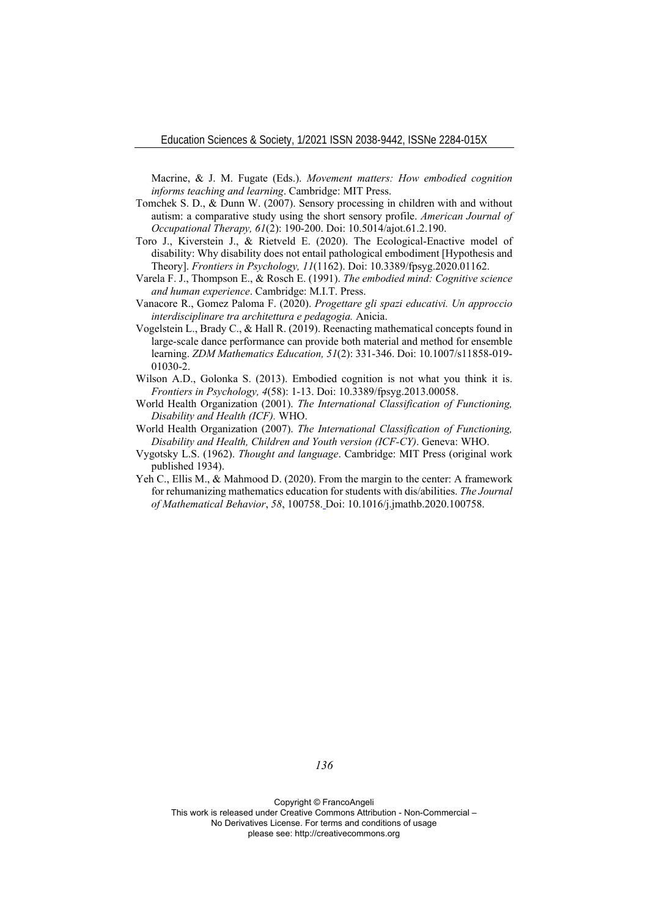Macrine, & J. M. Fugate (Eds.). *Movement matters: How embodied cognition informs teaching and learning*. Cambridge: MIT Press.

Tomchek S. D., & Dunn W. (2007). Sensory processing in children with and without autism: a comparative study using the short sensory profile. *American Journal of Occupational Therapy, 61*(2): 190-200. Doi: 10.5014/ajot.61.2.190.

Toro J., Kiverstein J., & Rietveld E. (2020). The Ecological-Enactive model of disability: Why disability does not entail pathological embodiment [Hypothesis and Theory]. *Frontiers in Psychology, 11*(1162). Doi: 10.3389/fpsyg.2020.01162.

Varela F. J., Thompson E., & Rosch E. (1991). *The embodied mind: Cognitive science and human experience*. Cambridge: M.I.T. Press.

Vanacore R., Gomez Paloma F. (2020). *Progettare gli spazi educativi. Un approccio interdisciplinare tra architettura e pedagogia.* Anicia.

Vogelstein L., Brady C., & Hall R. (2019). Reenacting mathematical concepts found in large-scale dance performance can provide both material and method for ensemble learning. *ZDM Mathematics Education, 51*(2): 331-346. Doi: 10.1007/s11858-019-01030-2.

Wilson A.D., Golonka S. (2013). Embodied cognition is not what you think it is. *Frontiers in Psychology, 4*(58): 1-13. Doi: 10.3389/fpsyg.2013.00058.

World Health Organization (2001). *The International Classification of Functioning, Disability and Health (ICF).* WHO.

World Health Organization (2007). *The International Classification of Functioning, Disability and Health, Children and Youth version (ICF-CY)*. Geneva: WHO.

Vygotsky L.S. (1962). *Thought and language*. Cambridge: MIT Press (original work published 1934).

Yeh C., Ellis M., & Mahmood D. (2020). From the margin to the center: A framework for rehumanizing mathematics education for students with dis/abilities. *The Journal of Mathematical Behavior*, *58*, 100758. Doi: 10.1016/j.jmathb.2020.100758.